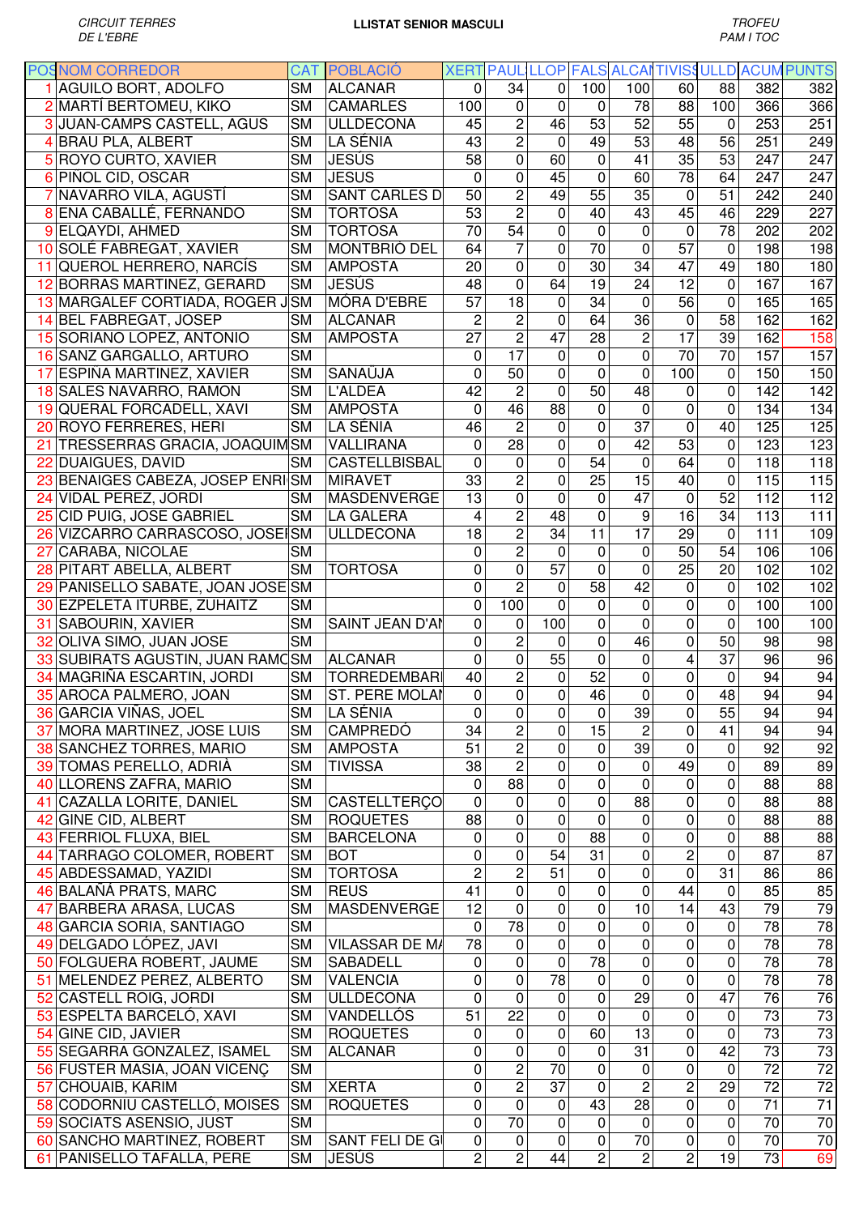CIRCUIT TERRES DE L'EBRE

# LLISTAT SENIOR MASCULI

TROFEU PAM I TOC

| POS | NOM CORREDOR | CAT | POBLACIÓ | XERT | PAUL | LLOP | FALS | ALCAN | TIVISS | ULLD | ACUM | PUNTS |
|---|---|---|---|---|---|---|---|---|---|---|---|---|
| 1 | AGUILO BORT, ADOLFO | SM | ALCANAR | 0 | 34 | 0 | 100 | 100 | 60 | 88 | 382 | 382 |
| 2 | MARTÍ BERTOMEU, KIKO | SM | CAMARLES | 100 | 0 | 0 | 0 | 78 | 88 | 100 | 366 | 366 |
| 3 | JUAN-CAMPS CASTELL, AGUS | SM | ULLDECONA | 45 | 2 | 46 | 53 | 52 | 55 | 0 | 253 | 251 |
| 4 | BRAU PLA, ALBERT | SM | LA SÉNIA | 43 | 2 | 0 | 49 | 53 | 48 | 56 | 251 | 249 |
| 5 | ROYO CURTO, XAVIER | SM | JESÚS | 58 | 0 | 60 | 0 | 41 | 35 | 53 | 247 | 247 |
| 6 | PIÑOL CID, OSCAR | SM | JESUS | 0 | 0 | 45 | 0 | 60 | 78 | 64 | 247 | 247 |
| 7 | NAVARRO VILA, AGUSTÍ | SM | SANT CARLES D | 50 | 2 | 49 | 55 | 35 | 0 | 51 | 242 | 240 |
| 8 | ENA CABALLÉ, FERNANDO | SM | TORTOSA | 53 | 2 | 0 | 40 | 43 | 45 | 46 | 229 | 227 |
| 9 | ELQAYDI, AHMED | SM | TORTOSA | 70 | 54 | 0 | 0 | 0 | 0 | 78 | 202 | 202 |
| 10 | SOLÉ FABREGAT, XAVIER | SM | MONTBRIÓ DEL | 64 | 7 | 0 | 70 | 0 | 57 | 0 | 198 | 198 |
| 11 | QUEROL HERRERO, NARCÍS | SM | AMPOSTA | 20 | 0 | 0 | 30 | 34 | 47 | 49 | 180 | 180 |
| 12 | BORRAS MARTINEZ, GERARD | SM | JESÚS | 48 | 0 | 64 | 19 | 24 | 12 | 0 | 167 | 167 |
| 13 | MARGALEF CORTIADA, ROGER J | SM | MÓRA D'EBRE | 57 | 18 | 0 | 34 | 0 | 56 | 0 | 165 | 165 |
| 14 | BEL FABREGAT, JOSEP | SM | ALCANAR | 2 | 2 | 0 | 64 | 36 | 0 | 58 | 162 | 162 |
| 15 | SORIANO LOPEZ, ANTONIO | SM | AMPOSTA | 27 | 2 | 47 | 28 | 2 | 17 | 39 | 162 | 158 |
| 16 | SANZ GARGALLO, ARTURO | SM | | 0 | 17 | 0 | 0 | 0 | 70 | 70 | 157 | 157 |
| 17 | ESPIÑA MARTINEZ, XAVIER | SM | SANAÜJA | 0 | 50 | 0 | 0 | 0 | 100 | 0 | 150 | 150 |
| 18 | SALES NAVARRO, RAMON | SM | L'ALDEA | 42 | 2 | 0 | 50 | 48 | 0 | 0 | 142 | 142 |
| 19 | QUERAL FORCADELL, XAVI | SM | AMPOSTA | 0 | 46 | 88 | 0 | 0 | 0 | 0 | 134 | 134 |
| 20 | ROYO FERRERES, HERI | SM | LA SÉNIA | 46 | 2 | 0 | 0 | 37 | 0 | 40 | 125 | 125 |
| 21 | TRESSERRAS GRACIA, JOAQUIM | SM | VALLIRANA | 0 | 28 | 0 | 0 | 42 | 53 | 0 | 123 | 123 |
| 22 | DUAIGUES, DAVID | SM | CASTELLBISBAL | 0 | 0 | 0 | 54 | 0 | 64 | 0 | 118 | 118 |
| 23 | BENAIGES CABEZA, JOSEP ENRI | SM | MIRAVET | 33 | 2 | 0 | 25 | 15 | 40 | 0 | 115 | 115 |
| 24 | VIDAL PEREZ, JORDI | SM | MASDENVERGE | 13 | 0 | 0 | 0 | 47 | 0 | 52 | 112 | 112 |
| 25 | CID PUIG, JOSE GABRIEL | SM | LA GALERA | 4 | 2 | 48 | 0 | 9 | 16 | 34 | 113 | 111 |
| 26 | VIZCARRO CARRASCOSO, JOSEI | SM | ULLDECONA | 18 | 2 | 34 | 11 | 17 | 29 | 0 | 111 | 109 |
| 27 | CARABA, NICOLAE | SM | | 0 | 2 | 0 | 0 | 0 | 50 | 54 | 106 | 106 |
| 28 | PITART ABELLA, ALBERT | SM | TORTOSA | 0 | 0 | 57 | 0 | 0 | 25 | 20 | 102 | 102 |
| 29 | PANISELLO SABATE, JOAN JOSE | SM | | 0 | 2 | 0 | 58 | 42 | 0 | 0 | 102 | 102 |
| 30 | EZPELETA ITURBE, ZUHAITZ | SM | | 0 | 100 | 0 | 0 | 0 | 0 | 0 | 100 | 100 |
| 31 | SABOURIN, XAVIER | SM | SAINT JEAN D'AI | 0 | 0 | 100 | 0 | 0 | 0 | 0 | 100 | 100 |
| 32 | OLIVA SIMO, JUAN JOSE | SM | | 0 | 2 | 0 | 0 | 46 | 0 | 50 | 98 | 98 |
| 33 | SUBIRATS AGUSTIN, JUAN RAMO | SM | ALCANAR | 0 | 0 | 55 | 0 | 0 | 4 | 37 | 96 | 96 |
| 34 | MAGRIÑA ESCARTIN, JORDI | SM | TORREDEMBARI | 40 | 2 | 0 | 52 | 0 | 0 | 0 | 94 | 94 |
| 35 | AROCA PALMERO, JOAN | SM | ST. PERE MOLAI | 0 | 0 | 0 | 46 | 0 | 0 | 48 | 94 | 94 |
| 36 | GARCIA VIÑAS, JOEL | SM | LA SÉNIA | 0 | 0 | 0 | 0 | 39 | 0 | 55 | 94 | 94 |
| 37 | MORA MARTINEZ, JOSE LUIS | SM | CAMPREDÓ | 34 | 2 | 0 | 15 | 2 | 0 | 41 | 94 | 94 |
| 38 | SANCHEZ TORRES, MARIO | SM | AMPOSTA | 51 | 2 | 0 | 0 | 39 | 0 | 0 | 92 | 92 |
| 39 | TOMAS PERELLO, ADRIÀ | SM | TIVISSA | 38 | 2 | 0 | 0 | 0 | 49 | 0 | 89 | 89 |
| 40 | LLORENS ZAFRA, MARIO | SM | | 0 | 88 | 0 | 0 | 0 | 0 | 0 | 88 | 88 |
| 41 | CAZALLA LORITE, DANIEL | SM | CASTELLTERÇO | 0 | 0 | 0 | 0 | 88 | 0 | 0 | 88 | 88 |
| 42 | GINE CID, ALBERT | SM | ROQUETES | 88 | 0 | 0 | 0 | 0 | 0 | 0 | 88 | 88 |
| 43 | FERRIOL FLUXA, BIEL | SM | BARCELONA | 0 | 0 | 0 | 88 | 0 | 0 | 0 | 88 | 88 |
| 44 | TARRAGO COLOMER, ROBERT | SM | BOT | 0 | 0 | 54 | 31 | 0 | 2 | 0 | 87 | 87 |
| 45 | ABDESSAMAD, YAZIDI | SM | TORTOSA | 2 | 2 | 51 | 0 | 0 | 0 | 31 | 86 | 86 |
| 46 | BALAÑÀ PRATS, MARC | SM | REUS | 41 | 0 | 0 | 0 | 0 | 44 | 0 | 85 | 85 |
| 47 | BARBERA ARASA, LUCAS | SM | MASDENVERGE | 12 | 0 | 0 | 0 | 10 | 14 | 43 | 79 | 79 |
| 48 | GARCIA SORIA, SANTIAGO | SM | | 0 | 78 | 0 | 0 | 0 | 0 | 0 | 78 | 78 |
| 49 | DELGADO LÓPEZ, JAVI | SM | VILASSAR DE MA | 78 | 0 | 0 | 0 | 0 | 0 | 0 | 78 | 78 |
| 50 | FOLGUERA ROBERT, JAUME | SM | SABADELL | 0 | 0 | 0 | 78 | 0 | 0 | 0 | 78 | 78 |
| 51 | MELENDEZ PEREZ, ALBERTO | SM | VALENCIA | 0 | 0 | 78 | 0 | 0 | 0 | 0 | 78 | 78 |
| 52 | CASTELL ROIG, JORDI | SM | ULLDECONA | 0 | 0 | 0 | 0 | 29 | 0 | 47 | 76 | 76 |
| 53 | ESPELTA BARCELÓ, XAVI | SM | VANDELLÒS | 51 | 22 | 0 | 0 | 0 | 0 | 0 | 73 | 73 |
| 54 | GINE CID, JAVIER | SM | ROQUETES | 0 | 0 | 0 | 60 | 13 | 0 | 0 | 73 | 73 |
| 55 | SEGARRA GONZALEZ, ISAMEL | SM | ALCANAR | 0 | 0 | 0 | 0 | 31 | 0 | 42 | 73 | 73 |
| 56 | FUSTER MASIA, JOAN VICENÇ | SM | | 0 | 2 | 70 | 0 | 0 | 0 | 0 | 72 | 72 |
| 57 | CHOUAIB, KARIM | SM | XERTA | 0 | 2 | 37 | 0 | 2 | 2 | 29 | 72 | 72 |
| 58 | CODORNIU CASTELLÓ, MOISES | SM | ROQUETES | 0 | 0 | 0 | 43 | 28 | 0 | 0 | 71 | 71 |
| 59 | SOCIATS ASENSIO, JUST | SM | | 0 | 70 | 0 | 0 | 0 | 0 | 0 | 70 | 70 |
| 60 | SANCHO MARTINEZ, ROBERT | SM | SANT FELI DE GI | 0 | 0 | 0 | 0 | 70 | 0 | 0 | 70 | 70 |
| 61 | PANISELLO TAFALLA, PERE | SM | JESÚS | 2 | 2 | 44 | 2 | 2 | 2 | 19 | 73 | 69 |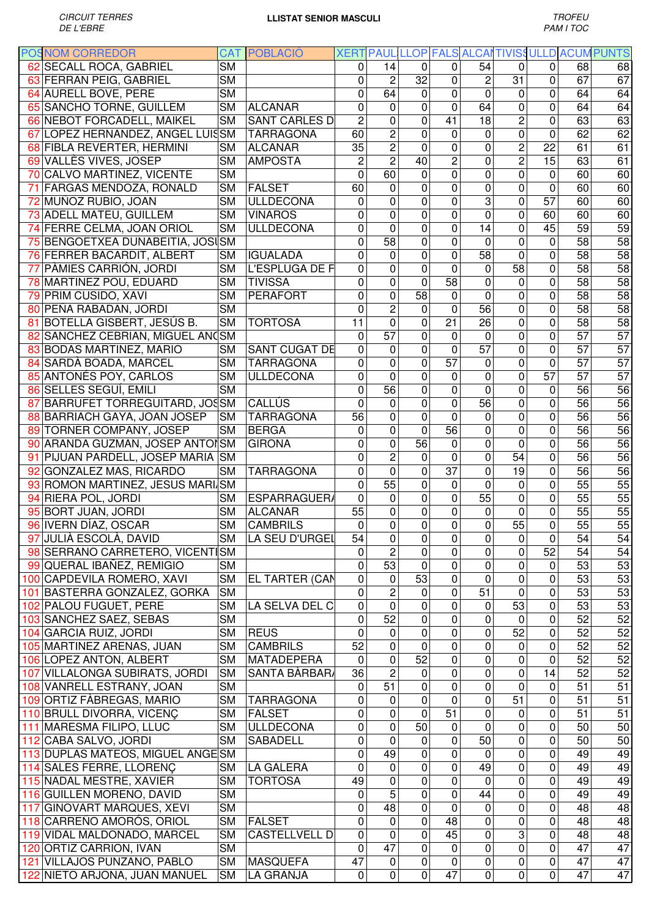CIRCUIT TERRES DE L'EBRE

**LLISTAT SENIOR MASCULI**

TROFEU PAM I TOC

| POS | NOM CORREDOR | CAT | POBLACIÓ | XERT | PAUL | LLOP | FALS | ALCAN | TIVISS | ULLD | ACUM | PUNTS |
|---|---|---|---|---|---|---|---|---|---|---|---|---|
| 62 | SECALL ROCA, GABRIEL | SM | | 0 | 14 | 0 | 0 | 54 | 0 | 0 | 68 | 68 |
| 63 | FERRAN PEIG, GABRIEL | SM | | 0 | 2 | 32 | 0 | 2 | 31 | 0 | 67 | 67 |
| 64 | AURELL BOVE, PERE | SM | | 0 | 64 | 0 | 0 | 0 | 0 | 0 | 64 | 64 |
| 65 | SANCHO TORNE, GUILLEM | SM | ALCANAR | 0 | 0 | 0 | 0 | 64 | 0 | 0 | 64 | 64 |
| 66 | NEBOT FORCADELL, MAIKEL | SM | SANT CARLES D | 2 | 0 | 0 | 41 | 18 | 2 | 0 | 63 | 63 |
| 67 | LOPEZ HERNANDEZ, ANGEL LUIS | SM | TARRAGONA | 60 | 2 | 0 | 0 | 0 | 0 | 0 | 62 | 62 |
| 68 | FIBLA REVERTER, HERMINI | SM | ALCANAR | 35 | 2 | 0 | 0 | 0 | 2 | 22 | 61 | 61 |
| 69 | VALLÉS VIVES, JOSEP | SM | AMPOSTA | 2 | 2 | 40 | 2 | 0 | 2 | 15 | 63 | 61 |
| 70 | CALVO MARTINEZ, VICENTE | SM | | 0 | 60 | 0 | 0 | 0 | 0 | 0 | 60 | 60 |
| 71 | FARGAS MENDOZA, RONALD | SM | FALSET | 60 | 0 | 0 | 0 | 0 | 0 | 0 | 60 | 60 |
| 72 | MUÑOZ RUBIO, JOAN | SM | ULLDECONA | 0 | 0 | 0 | 0 | 3 | 0 | 57 | 60 | 60 |
| 73 | ADELL MATEU, GUILLEM | SM | VINAROS | 0 | 0 | 0 | 0 | 0 | 0 | 60 | 60 | 60 |
| 74 | FERRE CELMA, JOAN ORIOL | SM | ULLDECONA | 0 | 0 | 0 | 0 | 14 | 0 | 45 | 59 | 59 |
| 75 | BENGOETXEA DUNABEITIA, JOSU | SM | | 0 | 58 | 0 | 0 | 0 | 0 | 0 | 58 | 58 |
| 76 | FERRER BACARDIT, ALBERT | SM | IGUALADA | 0 | 0 | 0 | 0 | 58 | 0 | 0 | 58 | 58 |
| 77 | PÀMIES CARRIÓN, JORDI | SM | L'ESPLUGA DE F | 0 | 0 | 0 | 0 | 0 | 58 | 0 | 58 | 58 |
| 78 | MARTINEZ POU, EDUARD | SM | TIVISSA | 0 | 0 | 0 | 58 | 0 | 0 | 0 | 58 | 58 |
| 79 | PRIM CUSIDO, XAVI | SM | PERAFORT | 0 | 0 | 58 | 0 | 0 | 0 | 0 | 58 | 58 |
| 80 | PEÑA RABADAN, JORDI | SM | | 0 | 2 | 0 | 0 | 56 | 0 | 0 | 58 | 58 |
| 81 | BOTELLA GISBERT, JESÚS B. | SM | TORTOSA | 11 | 0 | 0 | 21 | 26 | 0 | 0 | 58 | 58 |
| 82 | SANCHEZ CEBRIAN, MIGUEL ANG | SM | | 0 | 57 | 0 | 0 | 0 | 0 | 0 | 57 | 57 |
| 83 | BODAS MARTINEZ, MARIO | SM | SANT CUGAT DE | 0 | 0 | 0 | 0 | 57 | 0 | 0 | 57 | 57 |
| 84 | SARDÀ BOADA, MARCEL | SM | TARRAGONA | 0 | 0 | 0 | 57 | 0 | 0 | 0 | 57 | 57 |
| 85 | ANTONÉS POY, CARLOS | SM | ULLDECONA | 0 | 0 | 0 | 0 | 0 | 0 | 57 | 57 | 57 |
| 86 | SELLES SEGUÍ, EMILI | SM | | 0 | 56 | 0 | 0 | 0 | 0 | 0 | 56 | 56 |
| 87 | BARRUFET TORREGUITARD, JOS | SM | CALLÚS | 0 | 0 | 0 | 0 | 56 | 0 | 0 | 56 | 56 |
| 88 | BARRIACH GAYA, JOAN JOSEP | SM | TARRAGONA | 56 | 0 | 0 | 0 | 0 | 0 | 0 | 56 | 56 |
| 89 | TORNER COMPANY, JOSEP | SM | BERGA | 0 | 0 | 0 | 56 | 0 | 0 | 0 | 56 | 56 |
| 90 | ARANDA GUZMAN, JOSEP ANTON | SM | GIRONA | 0 | 0 | 56 | 0 | 0 | 0 | 0 | 56 | 56 |
| 91 | PIJUAN PARDELL, JOSEP MARIA | SM | | 0 | 2 | 0 | 0 | 0 | 54 | 0 | 56 | 56 |
| 92 | GONZALEZ MAS, RICARDO | SM | TARRAGONA | 0 | 0 | 0 | 37 | 0 | 19 | 0 | 56 | 56 |
| 93 | ROMON MARTINEZ, JESUS MARI | SM | | 0 | 55 | 0 | 0 | 0 | 0 | 0 | 55 | 55 |
| 94 | RIERA POL, JORDI | SM | ESPARRAGUERA | 0 | 0 | 0 | 0 | 55 | 0 | 0 | 55 | 55 |
| 95 | BORT JUAN, JORDI | SM | ALCANAR | 55 | 0 | 0 | 0 | 0 | 0 | 0 | 55 | 55 |
| 96 | IVERN DÍAZ, OSCAR | SM | CAMBRILS | 0 | 0 | 0 | 0 | 0 | 55 | 0 | 55 | 55 |
| 97 | JULIÀ ESCOLÀ, DAVID | SM | LA SEU D'URGEL | 54 | 0 | 0 | 0 | 0 | 0 | 0 | 54 | 54 |
| 98 | SERRANO CARRETERO, VICENT | SM | | 0 | 2 | 0 | 0 | 0 | 0 | 52 | 54 | 54 |
| 99 | QUERAL IBAÑEZ, REMIGIO | SM | | 0 | 53 | 0 | 0 | 0 | 0 | 0 | 53 | 53 |
| 100 | CAPDEVILA ROMERO, XAVI | SM | EL TARTER (CAN | 0 | 0 | 53 | 0 | 0 | 0 | 0 | 53 | 53 |
| 101 | BASTERRA GONZALEZ, GORKA | SM | | 0 | 2 | 0 | 0 | 51 | 0 | 0 | 53 | 53 |
| 102 | PALOU FUGUET, PERE | SM | LA SELVA DEL C | 0 | 0 | 0 | 0 | 0 | 53 | 0 | 53 | 53 |
| 103 | SANCHEZ SAEZ, SEBAS | SM | | 0 | 52 | 0 | 0 | 0 | 0 | 0 | 52 | 52 |
| 104 | GARCIA RUIZ, JORDI | SM | REUS | 0 | 0 | 0 | 0 | 0 | 52 | 0 | 52 | 52 |
| 105 | MARTINEZ ARENAS, JUAN | SM | CAMBRILS | 52 | 0 | 0 | 0 | 0 | 0 | 0 | 52 | 52 |
| 106 | LOPEZ ANTON, ALBERT | SM | MATADEPERA | 0 | 0 | 52 | 0 | 0 | 0 | 0 | 52 | 52 |
| 107 | VILLALONGA SUBIRATS, JORDI | SM | SANTA BÀRBARA | 36 | 2 | 0 | 0 | 0 | 0 | 14 | 52 | 52 |
| 108 | VANRELL ESTRANY, JOAN | SM | | 0 | 51 | 0 | 0 | 0 | 0 | 0 | 51 | 51 |
| 109 | ORTIZ FÀBREGAS, MARIO | SM | TARRAGONA | 0 | 0 | 0 | 0 | 0 | 51 | 0 | 51 | 51 |
| 110 | BRULL DIVORRA, VICENÇ | SM | FALSET | 0 | 0 | 0 | 51 | 0 | 0 | 0 | 51 | 51 |
| 111 | MARESMA FILIPO, LLUC | SM | ULLDECONA | 0 | 0 | 50 | 0 | 0 | 0 | 0 | 50 | 50 |
| 112 | CABA SALVO, JORDI | SM | SABADELL | 0 | 0 | 0 | 0 | 50 | 0 | 0 | 50 | 50 |
| 113 | DUPLAS MATEOS, MIGUEL ANGE | SM | | 0 | 49 | 0 | 0 | 0 | 0 | 0 | 49 | 49 |
| 114 | SALES FERRE, LLORENÇ | SM | LA GALERA | 0 | 0 | 0 | 0 | 49 | 0 | 0 | 49 | 49 |
| 115 | NADAL MESTRE, XAVIER | SM | TORTOSA | 49 | 0 | 0 | 0 | 0 | 0 | 0 | 49 | 49 |
| 116 | GUILLEN MORENO, DAVID | SM | | 0 | 5 | 0 | 0 | 44 | 0 | 0 | 49 | 49 |
| 117 | GINOVART MARQUES, XEVI | SM | | 0 | 48 | 0 | 0 | 0 | 0 | 0 | 48 | 48 |
| 118 | CARREÑO AMORÓS, ORIOL | SM | FALSET | 0 | 0 | 0 | 48 | 0 | 0 | 0 | 48 | 48 |
| 119 | VIDAL MALDONADO, MARCEL | SM | CASTELLVELL D | 0 | 0 | 0 | 45 | 0 | 3 | 0 | 48 | 48 |
| 120 | ORTIZ CARRION, IVAN | SM | | 0 | 47 | 0 | 0 | 0 | 0 | 0 | 47 | 47 |
| 121 | VILLAJOS PUNZANO, PABLO | SM | MASQUEFA | 47 | 0 | 0 | 0 | 0 | 0 | 0 | 47 | 47 |
| 122 | NIETO ARJONA, JUAN MANUEL | SM | LA GRANJA | 0 | 0 | 0 | 47 | 0 | 0 | 0 | 47 | 47 |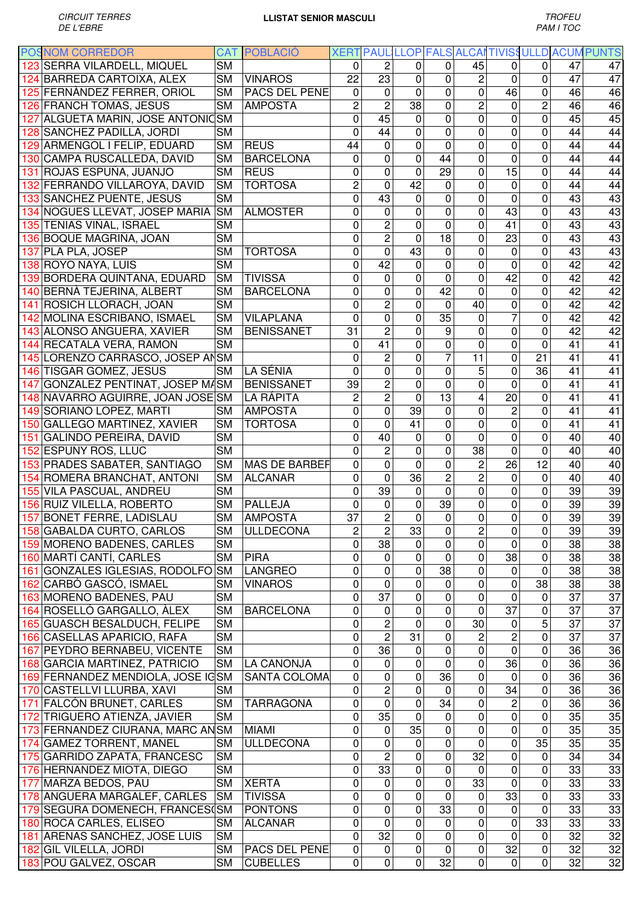CIRCUIT TERRES DE L'EBRE

**LLISTAT SENIOR MASCULI**

TROFEU PAM I TOC

| POS | NOM CORREDOR | CAT | POBLACIÓ | XERT | PAUL | LLOP | FALS | ALCAN | TIVISS | ULLD | ACUM | PUNTS |
|---|---|---|---|---|---|---|---|---|---|---|---|---|
| 123 | SERRA VILARDELL, MIQUEL | SM | | 0 | 2 | 0 | 0 | 45 | 0 | 0 | 47 | 47 |
| 124 | BARREDA CARTOIXA, ALEX | SM | VINAROS | 22 | 23 | 0 | 0 | 2 | 0 | 0 | 47 | 47 |
| 125 | FERNÁNDEZ FERRER, ORIOL | SM | PACS DEL PENE | 0 | 0 | 0 | 0 | 0 | 46 | 0 | 46 | 46 |
| 126 | FRANCH TOMAS, JESUS | SM | AMPOSTA | 2 | 2 | 38 | 0 | 2 | 0 | 2 | 46 | 46 |
| 127 | ALGUETA MARIN, JOSE ANTONIO | SM | | 0 | 45 | 0 | 0 | 0 | 0 | 0 | 45 | 45 |
| 128 | SANCHEZ PADILLA, JORDI | SM | | 0 | 44 | 0 | 0 | 0 | 0 | 0 | 44 | 44 |
| 129 | ARMENGOL I FELIP, EDUARD | SM | REUS | 44 | 0 | 0 | 0 | 0 | 0 | 0 | 44 | 44 |
| 130 | CAMPA RUSCALLEDA, DAVID | SM | BARCELONA | 0 | 0 | 0 | 44 | 0 | 0 | 0 | 44 | 44 |
| 131 | ROJAS ESPUÑA, JUANJO | SM | REUS | 0 | 0 | 0 | 29 | 0 | 15 | 0 | 44 | 44 |
| 132 | FERRANDO VILLAROYA, DAVID | SM | TORTOSA | 2 | 0 | 42 | 0 | 0 | 0 | 0 | 44 | 44 |
| 133 | SANCHEZ PUENTE, JESUS | SM | | 0 | 43 | 0 | 0 | 0 | 0 | 0 | 43 | 43 |
| 134 | NOGUES LLEVAT, JOSEP MARIA | SM | ALMOSTER | 0 | 0 | 0 | 0 | 0 | 43 | 0 | 43 | 43 |
| 135 | TENIAS VIÑAL, ISRAEL | SM | | 0 | 2 | 0 | 0 | 0 | 41 | 0 | 43 | 43 |
| 136 | BOQUE MAGRIÑA, JOAN | SM | | 0 | 2 | 0 | 18 | 0 | 23 | 0 | 43 | 43 |
| 137 | PLA PLA, JOSEP | SM | TORTOSA | 0 | 0 | 43 | 0 | 0 | 0 | 0 | 43 | 43 |
| 138 | ROYO NAYA, LUIS | SM | | 0 | 42 | 0 | 0 | 0 | 0 | 0 | 42 | 42 |
| 139 | BORDERA QUINTANA, EDUARD | SM | TIVISSA | 0 | 0 | 0 | 0 | 0 | 42 | 0 | 42 | 42 |
| 140 | BERNÀ TEJERINA, ALBERT | SM | BARCELONA | 0 | 0 | 0 | 42 | 0 | 0 | 0 | 42 | 42 |
| 141 | ROSICH LLORACH, JOAN | SM | | 0 | 2 | 0 | 0 | 40 | 0 | 0 | 42 | 42 |
| 142 | MOLINA ESCRIBANO, ISMAEL | SM | VILAPLANA | 0 | 0 | 0 | 35 | 0 | 7 | 0 | 42 | 42 |
| 143 | ALONSO ANGUERA, XAVIER | SM | BENISSANET | 31 | 2 | 0 | 9 | 0 | 0 | 0 | 42 | 42 |
| 144 | RECATALA VERA, RAMON | SM | | 0 | 41 | 0 | 0 | 0 | 0 | 0 | 41 | 41 |
| 145 | LORENZO CARRASCO, JOSEP AN | SM | | 0 | 2 | 0 | 7 | 11 | 0 | 21 | 41 | 41 |
| 146 | TISGAR GOMEZ, JESUS | SM | LA SÉNIA | 0 | 0 | 0 | 0 | 5 | 0 | 36 | 41 | 41 |
| 147 | GONZALEZ PENTINAT, JOSEP MA | SM | BENISSANET | 39 | 2 | 0 | 0 | 0 | 0 | 0 | 41 | 41 |
| 148 | NAVARRO AGUIRRE, JOAN JOSE | SM | LA RÀPITA | 2 | 2 | 0 | 13 | 4 | 20 | 0 | 41 | 41 |
| 149 | SORIANO LOPEZ, MARTI | SM | AMPOSTA | 0 | 0 | 39 | 0 | 0 | 2 | 0 | 41 | 41 |
| 150 | GALLEGO MARTINEZ, XAVIER | SM | TORTOSA | 0 | 0 | 41 | 0 | 0 | 0 | 0 | 41 | 41 |
| 151 | GALINDO PEREIRA, DAVID | SM | | 0 | 40 | 0 | 0 | 0 | 0 | 0 | 40 | 40 |
| 152 | ESPUNY ROS, LLUC | SM | | 0 | 2 | 0 | 0 | 38 | 0 | 0 | 40 | 40 |
| 153 | PRADES SABATER, SANTIAGO | SM | MAS DE BARBEF | 0 | 0 | 0 | 0 | 2 | 26 | 12 | 40 | 40 |
| 154 | ROMERA BRANCHAT, ANTONI | SM | ALCANAR | 0 | 0 | 36 | 2 | 2 | 0 | 0 | 40 | 40 |
| 155 | VILA PASCUAL, ANDREU | SM | | 0 | 39 | 0 | 0 | 0 | 0 | 0 | 39 | 39 |
| 156 | RUIZ VILELLA, ROBERTO | SM | PALLEJA | 0 | 0 | 0 | 39 | 0 | 0 | 0 | 39 | 39 |
| 157 | BONET FERRE, LADISLAU | SM | AMPOSTA | 37 | 2 | 0 | 0 | 0 | 0 | 0 | 39 | 39 |
| 158 | GABALDA CURTO, CARLOS | SM | ULLDECONA | 2 | 2 | 33 | 0 | 2 | 0 | 0 | 39 | 39 |
| 159 | MORENO BADENES, CARLES | SM | | 0 | 38 | 0 | 0 | 0 | 0 | 0 | 38 | 38 |
| 160 | MARTÍ CANTÍ, CARLES | SM | PIRA | 0 | 0 | 0 | 0 | 0 | 38 | 0 | 38 | 38 |
| 161 | GONZALES IGLESIAS, RODOLFO | SM | LANGREO | 0 | 0 | 0 | 38 | 0 | 0 | 0 | 38 | 38 |
| 162 | CARBÓ GASCÓ, ISMAEL | SM | VINAROS | 0 | 0 | 0 | 0 | 0 | 0 | 38 | 38 | 38 |
| 163 | MORENO BADENES, PAU | SM | | 0 | 37 | 0 | 0 | 0 | 0 | 0 | 37 | 37 |
| 164 | ROSELLÓ GARGALLO, ÀLEX | SM | BARCELONA | 0 | 0 | 0 | 0 | 0 | 37 | 0 | 37 | 37 |
| 165 | GUASCH BESALDUCH, FELIPE | SM | | 0 | 2 | 0 | 0 | 30 | 0 | 5 | 37 | 37 |
| 166 | CASELLAS APARICIO, RAFA | SM | | 0 | 2 | 31 | 0 | 2 | 2 | 0 | 37 | 37 |
| 167 | PEYDRO BERNABEU, VICENTE | SM | | 0 | 36 | 0 | 0 | 0 | 0 | 0 | 36 | 36 |
| 168 | GARCIA MARTINEZ, PATRICIO | SM | LA CANONJA | 0 | 0 | 0 | 0 | 0 | 36 | 0 | 36 | 36 |
| 169 | FERNANDEZ MENDIOLA, JOSE IG | SM | SANTA COLOMA | 0 | 0 | 0 | 36 | 0 | 0 | 0 | 36 | 36 |
| 170 | CASTELLVI LLURBA, XAVI | SM | | 0 | 2 | 0 | 0 | 0 | 34 | 0 | 36 | 36 |
| 171 | FALCÓN BRUNET, CARLES | SM | TARRAGONA | 0 | 0 | 0 | 34 | 0 | 2 | 0 | 36 | 36 |
| 172 | TRIGUERO ATIENZA, JAVIER | SM | | 0 | 35 | 0 | 0 | 0 | 0 | 0 | 35 | 35 |
| 173 | FERNANDEZ CIURANA, MARC AN | SM | MIAMI | 0 | 0 | 35 | 0 | 0 | 0 | 0 | 35 | 35 |
| 174 | GAMEZ TORRENT, MANEL | SM | ULLDECONA | 0 | 0 | 0 | 0 | 0 | 0 | 35 | 35 | 35 |
| 175 | GARRIDO ZAPATA, FRANCESC | SM | | 0 | 2 | 0 | 0 | 32 | 0 | 0 | 34 | 34 |
| 176 | HERNANDEZ MIOTA, DIEGO | SM | | 0 | 33 | 0 | 0 | 0 | 0 | 0 | 33 | 33 |
| 177 | MARZA BEDOS, PAU | SM | XERTA | 0 | 0 | 0 | 0 | 33 | 0 | 0 | 33 | 33 |
| 178 | ANGUERA MARGALEF, CARLES | SM | TIVISSA | 0 | 0 | 0 | 0 | 0 | 33 | 0 | 33 | 33 |
| 179 | SEGURA DOMENECH, FRANCESC | SM | PONTONS | 0 | 0 | 0 | 33 | 0 | 0 | 0 | 33 | 33 |
| 180 | ROCA CARLES, ELISEO | SM | ALCANAR | 0 | 0 | 0 | 0 | 0 | 0 | 33 | 33 | 33 |
| 181 | ARENAS SANCHEZ, JOSE LUIS | SM | | 0 | 32 | 0 | 0 | 0 | 0 | 0 | 32 | 32 |
| 182 | GIL VILELLA, JORDI | SM | PACS DEL PENE | 0 | 0 | 0 | 0 | 0 | 32 | 0 | 32 | 32 |
| 183 | POU GALVEZ, OSCAR | SM | CUBELLES | 0 | 0 | 0 | 32 | 0 | 0 | 0 | 32 | 32 |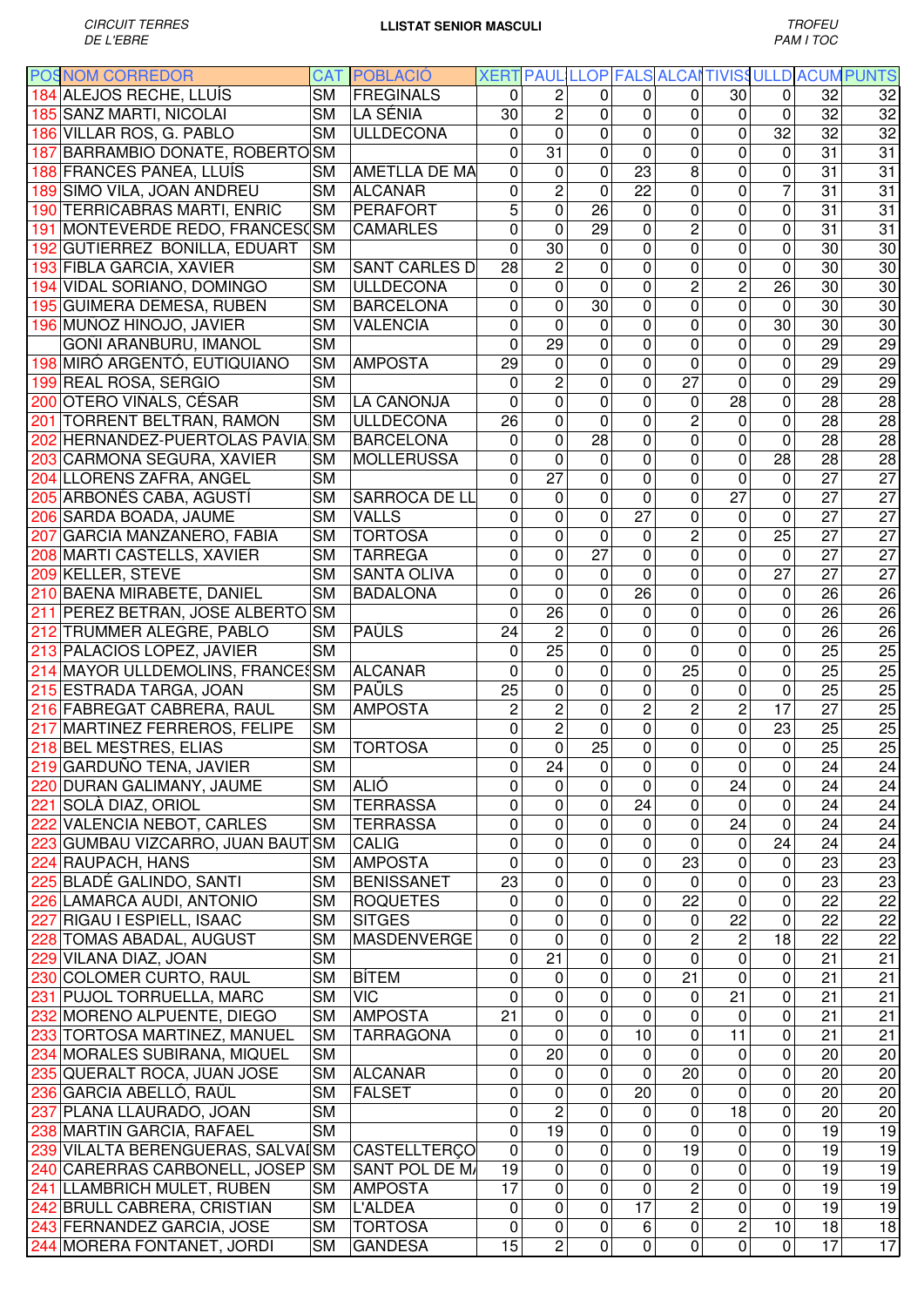*CIRCUIT TERRES DE L'EBRE*

**LLISTAT SENIOR MASCULI**

*TROFEU PAM I TOC*

| POS | NOM CORREDOR | CAT | POBLACIÓ | XERT | PAUL | LLOP | FALS | ALCAN | TIVISS | ULLD | ACUM | PUNTS |
|---|---|---|---|---|---|---|---|---|---|---|---|---|
| 184 | ALEJOS RECHE, LLUÍS | SM | FREGINALS | 0 | 2 | 0 | 0 | 0 | 30 | 0 | 32 | 32 |
| 185 | SANZ MARTI, NICOLAI | SM | LA SÉNIA | 30 | 2 | 0 | 0 | 0 | 0 | 0 | 32 | 32 |
| 186 | VILLAR ROS, G. PABLO | SM | ULLDECONA | 0 | 0 | 0 | 0 | 0 | 0 | 32 | 32 | 32 |
| 187 | BARRAMBIO DONATE, ROBERTO | SM | | 0 | 31 | 0 | 0 | 0 | 0 | 0 | 31 | 31 |
| 188 | FRANCES PANEA, LLUÍS | SM | AMETLLA DE MA | 0 | 0 | 0 | 23 | 8 | 0 | 0 | 31 | 31 |
| 189 | SIMO VILA, JOAN ANDREU | SM | ALCANAR | 0 | 2 | 0 | 22 | 0 | 0 | 7 | 31 | 31 |
| 190 | TERRICABRAS MARTI, ENRIC | SM | PERAFORT | 5 | 0 | 26 | 0 | 0 | 0 | 0 | 31 | 31 |
| 191 | MONTEVERDE REDO, FRANCESC | SM | CAMARLES | 0 | 0 | 29 | 0 | 2 | 0 | 0 | 31 | 31 |
| 192 | GUTIERREZ BONILLA, EDUART | SM | | 0 | 30 | 0 | 0 | 0 | 0 | 0 | 30 | 30 |
| 193 | FIBLA GARCIA, XAVIER | SM | SANT CARLES D | 28 | 2 | 0 | 0 | 0 | 0 | 0 | 30 | 30 |
| 194 | VIDAL SORIANO, DOMINGO | SM | ULLDECONA | 0 | 0 | 0 | 0 | 2 | 2 | 26 | 30 | 30 |
| 195 | GUIMERA DEMESA, RUBEN | SM | BARCELONA | 0 | 0 | 30 | 0 | 0 | 0 | 0 | 30 | 30 |
| 196 | MUÑOZ HINOJO, JAVIER | SM | VALENCIA | 0 | 0 | 0 | 0 | 0 | 0 | 30 | 30 | 30 |
| | GOÑI ARANBURU, IMANOL | SM | | 0 | 29 | 0 | 0 | 0 | 0 | 0 | 29 | 29 |
| 198 | MIRÓ ARGENTÓ, EUTIQUIANO | SM | AMPOSTA | 29 | 0 | 0 | 0 | 0 | 0 | 0 | 29 | 29 |
| 199 | REAL ROSA, SERGIO | SM | | 0 | 2 | 0 | 0 | 27 | 0 | 0 | 29 | 29 |
| 200 | OTERO VIÑALS, CÉSAR | SM | LA CANONJA | 0 | 0 | 0 | 0 | 0 | 28 | 0 | 28 | 28 |
| 201 | TORRENT BELTRAN, RAMON | SM | ULLDECONA | 26 | 0 | 0 | 0 | 2 | 0 | 0 | 28 | 28 |
| 202 | HERNANDEZ-PUERTOLAS PAVIA | SM | BARCELONA | 0 | 0 | 28 | 0 | 0 | 0 | 0 | 28 | 28 |
| 203 | CARMONA SEGURA, XAVIER | SM | MOLLERUSSA | 0 | 0 | 0 | 0 | 0 | 0 | 28 | 28 | 28 |
| 204 | LLORENS ZAFRA, ANGEL | SM | | 0 | 27 | 0 | 0 | 0 | 0 | 0 | 27 | 27 |
| 205 | ARBONÉS CABA, AGUSTÍ | SM | SARROCA DE LL | 0 | 0 | 0 | 0 | 0 | 27 | 0 | 27 | 27 |
| 206 | SARDA BOADA, JAUME | SM | VALLS | 0 | 0 | 0 | 27 | 0 | 0 | 0 | 27 | 27 |
| 207 | GARCIA MANZANERO, FABIA | SM | TORTOSA | 0 | 0 | 0 | 0 | 2 | 0 | 25 | 27 | 27 |
| 208 | MARTI CASTELLS, XAVIER | SM | TARREGA | 0 | 0 | 27 | 0 | 0 | 0 | 0 | 27 | 27 |
| 209 | KELLER, STEVE | SM | SANTA OLIVA | 0 | 0 | 0 | 0 | 0 | 0 | 27 | 27 | 27 |
| 210 | BAENA MIRABETE, DANIEL | SM | BADALONA | 0 | 0 | 0 | 26 | 0 | 0 | 0 | 26 | 26 |
| 211 | PEREZ BETRAN, JOSE ALBERTO | SM | | 0 | 26 | 0 | 0 | 0 | 0 | 0 | 26 | 26 |
| 212 | TRUMMER ALEGRE, PABLO | SM | PAÜLS | 24 | 2 | 0 | 0 | 0 | 0 | 0 | 26 | 26 |
| 213 | PALACIOS LOPEZ, JAVIER | SM | | 0 | 25 | 0 | 0 | 0 | 0 | 0 | 25 | 25 |
| 214 | MAYOR ULLDEMOLINS, FRANCES | SM | ALCANAR | 0 | 0 | 0 | 0 | 25 | 0 | 0 | 25 | 25 |
| 215 | ESTRADA TARGA, JOAN | SM | PAÜLS | 25 | 0 | 0 | 0 | 0 | 0 | 0 | 25 | 25 |
| 216 | FABREGAT CABRERA, RAUL | SM | AMPOSTA | 2 | 2 | 0 | 2 | 2 | 2 | 17 | 27 | 25 |
| 217 | MARTINEZ FERREROS, FELIPE | SM | | 0 | 2 | 0 | 0 | 0 | 0 | 23 | 25 | 25 |
| 218 | BEL MESTRES, ELIAS | SM | TORTOSA | 0 | 0 | 25 | 0 | 0 | 0 | 0 | 25 | 25 |
| 219 | GARDUÑO TENA, JAVIER | SM | | 0 | 24 | 0 | 0 | 0 | 0 | 0 | 24 | 24 |
| 220 | DURAN GALIMANY, JAUME | SM | ALIÓ | 0 | 0 | 0 | 0 | 0 | 24 | 0 | 24 | 24 |
| 221 | SOLÀ DIAZ, ORIOL | SM | TERRASSA | 0 | 0 | 0 | 24 | 0 | 0 | 0 | 24 | 24 |
| 222 | VALENCIA NEBOT, CARLES | SM | TERRASSA | 0 | 0 | 0 | 0 | 0 | 24 | 0 | 24 | 24 |
| 223 | GUMBAU VIZCARRO, JUAN BAUT | SM | CALIG | 0 | 0 | 0 | 0 | 0 | 0 | 24 | 24 | 24 |
| 224 | RAUPACH, HANS | SM | AMPOSTA | 0 | 0 | 0 | 0 | 23 | 0 | 0 | 23 | 23 |
| 225 | BLADÉ GALINDO, SANTI | SM | BENISSANET | 23 | 0 | 0 | 0 | 0 | 0 | 0 | 23 | 23 |
| 226 | LAMARCA AUDI, ANTONIO | SM | ROQUETES | 0 | 0 | 0 | 0 | 22 | 0 | 0 | 22 | 22 |
| 227 | RIGAU I ESPIELL, ISAAC | SM | SITGES | 0 | 0 | 0 | 0 | 0 | 22 | 0 | 22 | 22 |
| 228 | TOMAS ABADAL, AUGUST | SM | MASDENVERGE | 0 | 0 | 0 | 0 | 2 | 2 | 18 | 22 | 22 |
| 229 | VILANA DIAZ, JOAN | SM | | 0 | 21 | 0 | 0 | 0 | 0 | 0 | 21 | 21 |
| 230 | COLOMER CURTO, RAUL | SM | BÍTEM | 0 | 0 | 0 | 0 | 21 | 0 | 0 | 21 | 21 |
| 231 | PUJOL TORRUELLA, MARC | SM | VIC | 0 | 0 | 0 | 0 | 0 | 21 | 0 | 21 | 21 |
| 232 | MORENO ALPUENTE, DIEGO | SM | AMPOSTA | 21 | 0 | 0 | 0 | 0 | 0 | 0 | 21 | 21 |
| 233 | TORTOSA MARTINEZ, MANUEL | SM | TARRAGONA | 0 | 0 | 0 | 10 | 0 | 11 | 0 | 21 | 21 |
| 234 | MORALES SUBIRANA, MIQUEL | SM | | 0 | 20 | 0 | 0 | 0 | 0 | 0 | 20 | 20 |
| 235 | QUERALT ROCA, JUAN JOSE | SM | ALCANAR | 0 | 0 | 0 | 0 | 20 | 0 | 0 | 20 | 20 |
| 236 | GARCIA ABELLÓ, RAÜL | SM | FALSET | 0 | 0 | 0 | 20 | 0 | 0 | 0 | 20 | 20 |
| 237 | PLANA LLAURADO, JOAN | SM | | 0 | 2 | 0 | 0 | 0 | 18 | 0 | 20 | 20 |
| 238 | MARTIN GARCIA, RAFAEL | SM | | 0 | 19 | 0 | 0 | 0 | 0 | 0 | 19 | 19 |
| 239 | VILALTA BERENGUERAS, SALVAD | SM | CASTELLTERÇO | 0 | 0 | 0 | 0 | 19 | 0 | 0 | 19 | 19 |
| 240 | CARERRAS CARBONELL, JOSEP | SM | SANT POL DE MA | 19 | 0 | 0 | 0 | 0 | 0 | 0 | 19 | 19 |
| 241 | LLAMBRICH MULET, RUBEN | SM | AMPOSTA | 17 | 0 | 0 | 0 | 2 | 0 | 0 | 19 | 19 |
| 242 | BRULL CABRERA, CRISTIAN | SM | L'ALDEA | 0 | 0 | 0 | 17 | 2 | 0 | 0 | 19 | 19 |
| 243 | FERNANDEZ GARCIA, JOSE | SM | TORTOSA | 0 | 0 | 0 | 6 | 0 | 2 | 10 | 18 | 18 |
| 244 | MORERA FONTANET, JORDI | SM | GANDESA | 15 | 2 | 0 | 0 | 0 | 0 | 0 | 17 | 17 |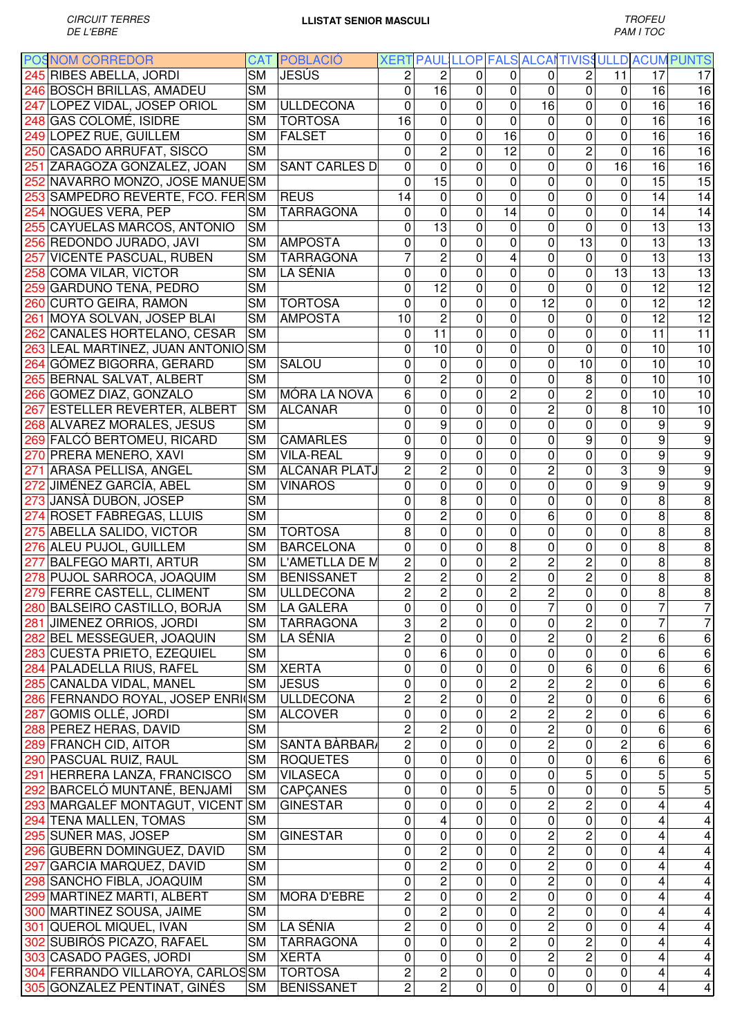CIRCUIT TERRES DE L'EBRE

**LLISTAT SENIOR MASCULI**

TROFEU PAM I TOC

| POS | NOM CORREDOR | CAT | POBLACIÓ | XERT | PAUL | LLOP | FALS | ALCAN | TIVISS | ULLD | ACUM | PUNTS |
|---|---|---|---|---|---|---|---|---|---|---|---|---|
| 245 | RIBES ABELLA, JORDI | SM | JESÚS | 2 | 2 | 0 | 0 | 0 | 2 | 11 | 17 | 17 |
| 246 | BOSCH BRILLAS, AMADEU | SM | | 0 | 16 | 0 | 0 | 0 | 0 | 0 | 16 | 16 |
| 247 | LOPEZ VIDAL, JOSEP ORIOL | SM | ULLDECONA | 0 | 0 | 0 | 0 | 16 | 0 | 0 | 16 | 16 |
| 248 | GAS COLOMÉ, ISIDRE | SM | TORTOSA | 16 | 0 | 0 | 0 | 0 | 0 | 0 | 16 | 16 |
| 249 | LOPEZ RUE, GUILLEM | SM | FALSET | 0 | 0 | 0 | 16 | 0 | 0 | 0 | 16 | 16 |
| 250 | CASADO ARRUFAT, SISCO | SM | | 0 | 2 | 0 | 12 | 0 | 2 | 0 | 16 | 16 |
| 251 | ZARAGOZA GONZALEZ, JOAN | SM | SANT CARLES D | 0 | 0 | 0 | 0 | 0 | 0 | 16 | 16 | 16 |
| 252 | NAVARRO MONZO, JOSE MANUE | SM | | 0 | 15 | 0 | 0 | 0 | 0 | 0 | 15 | 15 |
| 253 | SAMPEDRO REVERTE, FCO. FER | SM | REUS | 14 | 0 | 0 | 0 | 0 | 0 | 0 | 14 | 14 |
| 254 | NOGUES VERA, PEP | SM | TARRAGONA | 0 | 0 | 0 | 14 | 0 | 0 | 0 | 14 | 14 |
| 255 | CAYUELAS MARCOS, ANTONIO | SM | | 0 | 13 | 0 | 0 | 0 | 0 | 0 | 13 | 13 |
| 256 | REDONDO JURADO, JAVI | SM | AMPOSTA | 0 | 0 | 0 | 0 | 0 | 13 | 0 | 13 | 13 |
| 257 | VICENTE PASCUAL, RUBEN | SM | TARRAGONA | 7 | 2 | 0 | 4 | 0 | 0 | 0 | 13 | 13 |
| 258 | COMA VILAR, VICTOR | SM | LA SÉNIA | 0 | 0 | 0 | 0 | 0 | 0 | 13 | 13 | 13 |
| 259 | GARDUÑO TENA, PEDRO | SM | | 0 | 12 | 0 | 0 | 0 | 0 | 0 | 12 | 12 |
| 260 | CURTO GEIRA, RAMON | SM | TORTOSA | 0 | 0 | 0 | 0 | 12 | 0 | 0 | 12 | 12 |
| 261 | MOYA SOLVAN, JOSEP BLAI | SM | AMPOSTA | 10 | 2 | 0 | 0 | 0 | 0 | 0 | 12 | 12 |
| 262 | CANALES HORTELANO, CESAR | SM | | 0 | 11 | 0 | 0 | 0 | 0 | 0 | 11 | 11 |
| 263 | LEAL MARTINEZ, JUAN ANTONIO | SM | | 0 | 10 | 0 | 0 | 0 | 0 | 0 | 10 | 10 |
| 264 | GÓMEZ BIGORRA, GERARD | SM | SALOU | 0 | 0 | 0 | 0 | 0 | 10 | 0 | 10 | 10 |
| 265 | BERNAL SALVAT, ALBERT | SM | | 0 | 2 | 0 | 0 | 0 | 8 | 0 | 10 | 10 |
| 266 | GOMEZ DIAZ, GONZALO | SM | MÓRA LA NOVA | 6 | 0 | 0 | 2 | 0 | 2 | 0 | 10 | 10 |
| 267 | ESTELLER REVERTER, ALBERT | SM | ALCANAR | 0 | 0 | 0 | 0 | 2 | 0 | 8 | 10 | 10 |
| 268 | ALVAREZ MORALES, JESUS | SM | | 0 | 9 | 0 | 0 | 0 | 0 | 0 | 9 | 9 |
| 269 | FALCÓ BERTOMEU, RICARD | SM | CAMARLES | 0 | 0 | 0 | 0 | 0 | 9 | 0 | 9 | 9 |
| 270 | PRERA MENERO, XAVI | SM | VILA-REAL | 9 | 0 | 0 | 0 | 0 | 0 | 0 | 9 | 9 |
| 271 | ARASA PELLISA, ANGEL | SM | ALCANAR PLATJ | 2 | 2 | 0 | 0 | 2 | 0 | 3 | 9 | 9 |
| 272 | JIMÉNEZ GARCÍA, ABEL | SM | VINAROS | 0 | 0 | 0 | 0 | 0 | 0 | 9 | 9 | 9 |
| 273 | JANSÀ DUBON, JOSEP | SM | | 0 | 8 | 0 | 0 | 0 | 0 | 0 | 8 | 8 |
| 274 | ROSET FABREGAS, LLUIS | SM | | 0 | 2 | 0 | 0 | 6 | 0 | 0 | 8 | 8 |
| 275 | ABELLA SALIDO, VICTOR | SM | TORTOSA | 8 | 0 | 0 | 0 | 0 | 0 | 0 | 8 | 8 |
| 276 | ALEU PUJOL, GUILLEM | SM | BARCELONA | 0 | 0 | 0 | 8 | 0 | 0 | 0 | 8 | 8 |
| 277 | BALFEGO MARTI, ARTUR | SM | L'AMETLLA DE M | 2 | 0 | 0 | 2 | 2 | 2 | 0 | 8 | 8 |
| 278 | PUJOL SARROCA, JOAQUIM | SM | BENISSANET | 2 | 2 | 0 | 2 | 0 | 2 | 0 | 8 | 8 |
| 279 | FERRE CASTELL, CLIMENT | SM | ULLDECONA | 2 | 2 | 0 | 2 | 2 | 0 | 0 | 8 | 8 |
| 280 | BALSEIRO CASTILLO, BORJA | SM | LA GALERA | 0 | 0 | 0 | 0 | 7 | 0 | 0 | 7 | 7 |
| 281 | JIMENEZ ORRIOS, JORDI | SM | TARRAGONA | 3 | 2 | 0 | 0 | 0 | 2 | 0 | 7 | 7 |
| 282 | BEL MESSEGUER, JOAQUIN | SM | LA SÉNIA | 2 | 0 | 0 | 0 | 2 | 0 | 2 | 6 | 6 |
| 283 | CUESTA PRIETO, EZEQUIEL | SM | | 0 | 6 | 0 | 0 | 0 | 0 | 0 | 6 | 6 |
| 284 | PALADELLA RIUS, RAFEL | SM | XERTA | 0 | 0 | 0 | 0 | 0 | 6 | 0 | 6 | 6 |
| 285 | CANALDA VIDAL, MANEL | SM | JESUS | 0 | 0 | 0 | 2 | 2 | 2 | 0 | 6 | 6 |
| 286 | FERNANDO ROYAL, JOSEP ENRI | SM | ULLDECONA | 2 | 2 | 0 | 0 | 2 | 0 | 0 | 6 | 6 |
| 287 | GOMIS OLLÉ, JORDI | SM | ALCOVER | 0 | 0 | 0 | 2 | 2 | 2 | 0 | 6 | 6 |
| 288 | PEREZ HERAS, DAVID | SM | | 2 | 2 | 0 | 0 | 2 | 0 | 0 | 6 | 6 |
| 289 | FRANCH CID, AITOR | SM | SANTA BÀRBAR | 2 | 0 | 0 | 0 | 2 | 0 | 2 | 6 | 6 |
| 290 | PASCUAL RUIZ, RAUL | SM | ROQUETES | 0 | 0 | 0 | 0 | 0 | 0 | 6 | 6 | 6 |
| 291 | HERRERA LANZA, FRANCISCO | SM | VILASECA | 0 | 0 | 0 | 0 | 0 | 5 | 0 | 5 | 5 |
| 292 | BARCELÓ MUNTANÉ, BENJAMÍ | SM | CAPÇANES | 0 | 0 | 0 | 5 | 0 | 0 | 0 | 5 | 5 |
| 293 | MARGALEF MONTAGUT, VICENT | SM | GINESTAR | 0 | 0 | 0 | 0 | 2 | 2 | 0 | 4 | 4 |
| 294 | TENA MALLEN, TOMAS | SM | | 0 | 4 | 0 | 0 | 0 | 0 | 0 | 4 | 4 |
| 295 | SUÑER MAS, JOSEP | SM | GINESTAR | 0 | 0 | 0 | 0 | 2 | 2 | 0 | 4 | 4 |
| 296 | GUBERN DOMINGUEZ, DAVID | SM | | 0 | 2 | 0 | 0 | 2 | 0 | 0 | 4 | 4 |
| 297 | GARCIA MARQUEZ, DAVID | SM | | 0 | 2 | 0 | 0 | 2 | 0 | 0 | 4 | 4 |
| 298 | SANCHO FIBLA, JOAQUIM | SM | | 0 | 2 | 0 | 0 | 2 | 0 | 0 | 4 | 4 |
| 299 | MARTINEZ MARTI, ALBERT | SM | MORA D'EBRE | 2 | 0 | 0 | 2 | 0 | 0 | 0 | 4 | 4 |
| 300 | MARTINEZ SOUSA, JAIME | SM | | 0 | 2 | 0 | 0 | 2 | 0 | 0 | 4 | 4 |
| 301 | QUEROL MIQUEL, IVAN | SM | LA SÉNIA | 2 | 0 | 0 | 0 | 2 | 0 | 0 | 4 | 4 |
| 302 | SUBIRÓS PICAZO, RAFAEL | SM | TARRAGONA | 0 | 0 | 0 | 2 | 0 | 2 | 0 | 4 | 4 |
| 303 | CASADO PAGES, JORDI | SM | XERTA | 0 | 0 | 0 | 0 | 2 | 2 | 0 | 4 | 4 |
| 304 | FERRANDO VILLAROYA, CARLOS | SM | TORTOSA | 2 | 2 | 0 | 0 | 0 | 0 | 0 | 4 | 4 |
| 305 | GONZALEZ PENTINAT, GINÉS | SM | BENISSANET | 2 | 2 | 0 | 0 | 0 | 0 | 0 | 4 | 4 |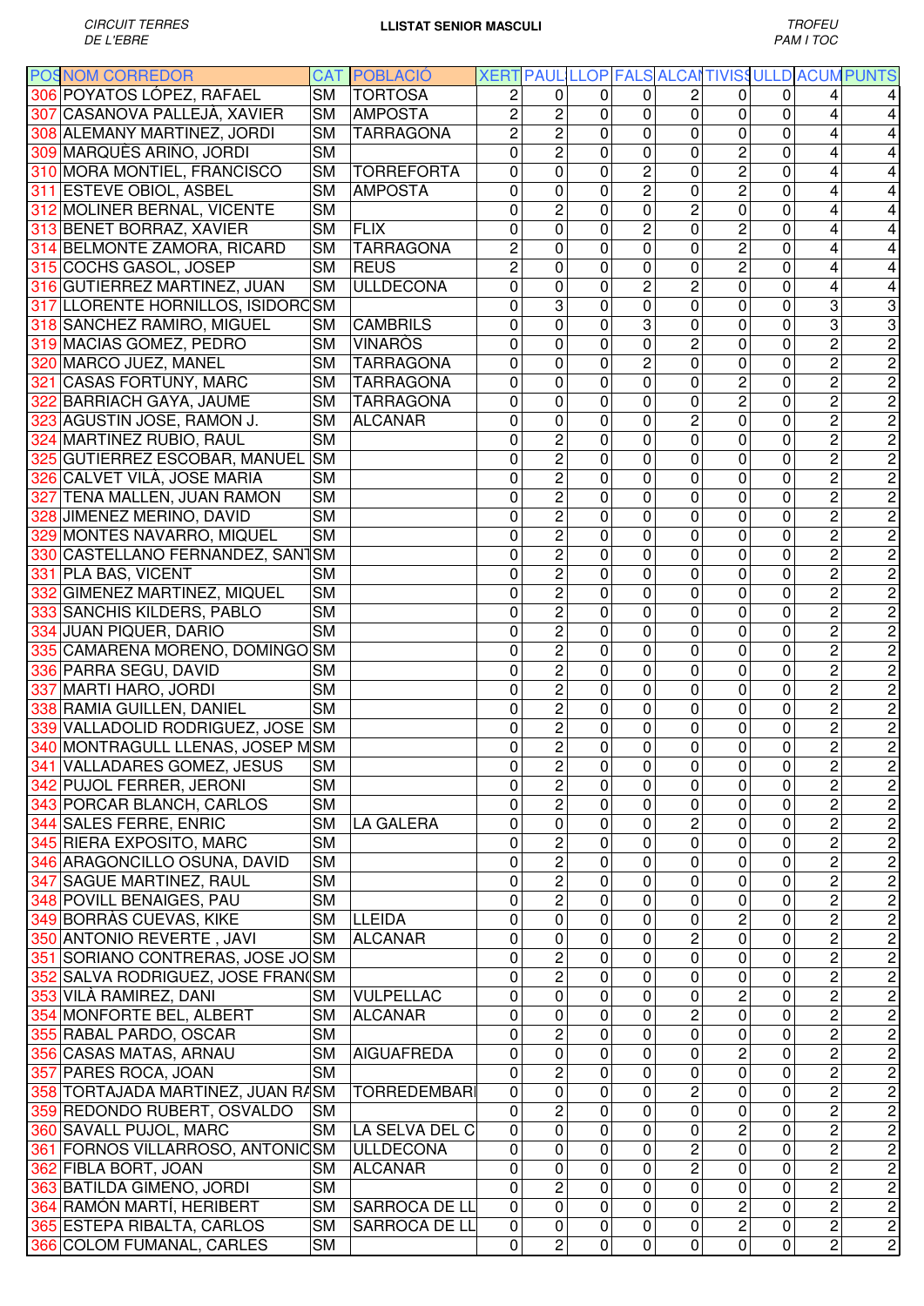CIRCUIT TERRES DE L'EBRE

**LLISTAT SENIOR MASCULI**

TROFEU PAM I TOC

| POS | NOM CORREDOR | CAT | POBLACIÓ | XERT | PAUL | LLOP | FALS | ALCAN | TIVISS | ULLD | ACUM | PUNTS |
|---|---|---|---|---|---|---|---|---|---|---|---|---|
| 306 | POYATOS LÓPEZ, RAFAEL | SM | TORTOSA | 2 | 0 | 0 | 0 | 2 | 0 | 0 | 4 | 4 |
| 307 | CASANOVA PALLEJÀ, XAVIER | SM | AMPOSTA | 2 | 2 | 0 | 0 | 0 | 0 | 0 | 4 | 4 |
| 308 | ALEMANY MARTINEZ, JORDI | SM | TARRAGONA | 2 | 2 | 0 | 0 | 0 | 0 | 0 | 4 | 4 |
| 309 | MARQUÈS ARIÑO, JORDI | SM | | 0 | 2 | 0 | 0 | 0 | 2 | 0 | 4 | 4 |
| 310 | MORA MONTIEL, FRANCISCO | SM | TORREFORTA | 0 | 0 | 0 | 2 | 0 | 2 | 0 | 4 | 4 |
| 311 | ESTEVE OBIOL, ASBEL | SM | AMPOSTA | 0 | 0 | 0 | 2 | 0 | 2 | 0 | 4 | 4 |
| 312 | MOLINER BERNAL, VICENTE | SM | | 0 | 2 | 0 | 0 | 2 | 0 | 0 | 4 | 4 |
| 313 | BENET BORRAZ, XAVIER | SM | FLIX | 0 | 0 | 0 | 2 | 0 | 2 | 0 | 4 | 4 |
| 314 | BELMONTE ZAMORA, RICARD | SM | TARRAGONA | 2 | 0 | 0 | 0 | 0 | 2 | 0 | 4 | 4 |
| 315 | COCHS GASOL, JOSEP | SM | REUS | 2 | 0 | 0 | 0 | 0 | 2 | 0 | 4 | 4 |
| 316 | GUTIERREZ MARTINEZ, JUAN | SM | ULLDECONA | 0 | 0 | 0 | 2 | 2 | 0 | 0 | 4 | 4 |
| 317 | LLORENTE HORNILLOS, ISIDORO | SM | | 0 | 3 | 0 | 0 | 0 | 0 | 0 | 3 | 3 |
| 318 | SANCHEZ RAMIRO, MIGUEL | SM | CAMBRILS | 0 | 0 | 0 | 3 | 0 | 0 | 0 | 3 | 3 |
| 319 | MACIAS GOMEZ, PEDRO | SM | VINARÒS | 0 | 0 | 0 | 0 | 2 | 0 | 0 | 2 | 2 |
| 320 | MARCO JUEZ, MANEL | SM | TARRAGONA | 0 | 0 | 0 | 2 | 0 | 0 | 0 | 2 | 2 |
| 321 | CASAS FORTUNY, MARC | SM | TARRAGONA | 0 | 0 | 0 | 0 | 0 | 2 | 0 | 2 | 2 |
| 322 | BARRIACH GAYA, JAUME | SM | TARRAGONA | 0 | 0 | 0 | 0 | 0 | 2 | 0 | 2 | 2 |
| 323 | AGUSTIN JOSE, RAMON J. | SM | ALCANAR | 0 | 0 | 0 | 0 | 2 | 0 | 0 | 2 | 2 |
| 324 | MARTINEZ RUBIO, RAUL | SM | | 0 | 2 | 0 | 0 | 0 | 0 | 0 | 2 | 2 |
| 325 | GUTIERREZ ESCOBAR, MANUEL | SM | | 0 | 2 | 0 | 0 | 0 | 0 | 0 | 2 | 2 |
| 326 | CALVET VILÀ, JOSE MARIA | SM | | 0 | 2 | 0 | 0 | 0 | 0 | 0 | 2 | 2 |
| 327 | TENA MALLEN, JUAN RAMON | SM | | 0 | 2 | 0 | 0 | 0 | 0 | 0 | 2 | 2 |
| 328 | JIMENEZ MERINO, DAVID | SM | | 0 | 2 | 0 | 0 | 0 | 0 | 0 | 2 | 2 |
| 329 | MONTES NAVARRO, MIQUEL | SM | | 0 | 2 | 0 | 0 | 0 | 0 | 0 | 2 | 2 |
| 330 | CASTELLANO FERNANDEZ, SANT | SM | | 0 | 2 | 0 | 0 | 0 | 0 | 0 | 2 | 2 |
| 331 | PLA BAS, VICENT | SM | | 0 | 2 | 0 | 0 | 0 | 0 | 0 | 2 | 2 |
| 332 | GIMENEZ MARTINEZ, MIQUEL | SM | | 0 | 2 | 0 | 0 | 0 | 0 | 0 | 2 | 2 |
| 333 | SANCHIS KILDERS, PABLO | SM | | 0 | 2 | 0 | 0 | 0 | 0 | 0 | 2 | 2 |
| 334 | JUAN PIQUER, DARIO | SM | | 0 | 2 | 0 | 0 | 0 | 0 | 0 | 2 | 2 |
| 335 | CAMARENA MORENO, DOMINGO | SM | | 0 | 2 | 0 | 0 | 0 | 0 | 0 | 2 | 2 |
| 336 | PARRA SEGU, DAVID | SM | | 0 | 2 | 0 | 0 | 0 | 0 | 0 | 2 | 2 |
| 337 | MARTI HARO, JORDI | SM | | 0 | 2 | 0 | 0 | 0 | 0 | 0 | 2 | 2 |
| 338 | RAMIA GUILLEN, DANIEL | SM | | 0 | 2 | 0 | 0 | 0 | 0 | 0 | 2 | 2 |
| 339 | VALLADOLID RODRIGUEZ, JOSE | SM | | 0 | 2 | 0 | 0 | 0 | 0 | 0 | 2 | 2 |
| 340 | MONTRAGULL LLENAS, JOSEP M | SM | | 0 | 2 | 0 | 0 | 0 | 0 | 0 | 2 | 2 |
| 341 | VALLADARES GOMEZ, JESUS | SM | | 0 | 2 | 0 | 0 | 0 | 0 | 0 | 2 | 2 |
| 342 | PUJOL FERRER, JERONI | SM | | 0 | 2 | 0 | 0 | 0 | 0 | 0 | 2 | 2 |
| 343 | PORCAR BLANCH, CARLOS | SM | | 0 | 2 | 0 | 0 | 0 | 0 | 0 | 2 | 2 |
| 344 | SALES FERRE, ENRIC | SM | LA GALERA | 0 | 0 | 0 | 0 | 2 | 0 | 0 | 2 | 2 |
| 345 | RIERA EXPOSITO, MARC | SM | | 0 | 2 | 0 | 0 | 0 | 0 | 0 | 2 | 2 |
| 346 | ARAGONCILLO OSUNA, DAVID | SM | | 0 | 2 | 0 | 0 | 0 | 0 | 0 | 2 | 2 |
| 347 | SAGUE MARTINEZ, RAUL | SM | | 0 | 2 | 0 | 0 | 0 | 0 | 0 | 2 | 2 |
| 348 | POVILL BENAIGES, PAU | SM | | 0 | 2 | 0 | 0 | 0 | 0 | 0 | 2 | 2 |
| 349 | BORRÀS CUEVAS, KIKE | SM | LLEIDA | 0 | 0 | 0 | 0 | 0 | 2 | 0 | 2 | 2 |
| 350 | ANTONIO REVERTE , JAVI | SM | ALCANAR | 0 | 0 | 0 | 0 | 2 | 0 | 0 | 2 | 2 |
| 351 | SORIANO CONTRERAS, JOSE JO | SM | | 0 | 2 | 0 | 0 | 0 | 0 | 0 | 2 | 2 |
| 352 | SALVA RODRIGUEZ, JOSE FRANC | SM | | 0 | 2 | 0 | 0 | 0 | 0 | 0 | 2 | 2 |
| 353 | VILÀ RAMIREZ, DANI | SM | VULPELLAC | 0 | 0 | 0 | 0 | 0 | 2 | 0 | 2 | 2 |
| 354 | MONFORTE BEL, ALBERT | SM | ALCANAR | 0 | 0 | 0 | 0 | 2 | 0 | 0 | 2 | 2 |
| 355 | RABAL PARDO, OSCAR | SM | | 0 | 2 | 0 | 0 | 0 | 0 | 0 | 2 | 2 |
| 356 | CASAS MATAS, ARNAU | SM | AIGUAFREDA | 0 | 0 | 0 | 0 | 0 | 2 | 0 | 2 | 2 |
| 357 | PARES ROCA, JOAN | SM | | 0 | 2 | 0 | 0 | 0 | 0 | 0 | 2 | 2 |
| 358 | TORTAJADA MARTINEZ, JUAN RA | SM | TORREDEMBARRA | 0 | 0 | 0 | 0 | 2 | 0 | 0 | 2 | 2 |
| 359 | REDONDO RUBERT, OSVALDO | SM | | 0 | 2 | 0 | 0 | 0 | 0 | 0 | 2 | 2 |
| 360 | SAVALL PUJOL, MARC | SM | LA SELVA DEL C | 0 | 0 | 0 | 0 | 0 | 2 | 0 | 2 | 2 |
| 361 | FORNOS VILLARROSO, ANTONIO | SM | ULLDECONA | 0 | 0 | 0 | 0 | 2 | 0 | 0 | 2 | 2 |
| 362 | FIBLA BORT, JOAN | SM | ALCANAR | 0 | 0 | 0 | 0 | 2 | 0 | 0 | 2 | 2 |
| 363 | BATILDA GIMENO, JORDI | SM | | 0 | 2 | 0 | 0 | 0 | 0 | 0 | 2 | 2 |
| 364 | RAMÓN MARTÍ, HERIBERT | SM | SARROCA DE LL | 0 | 0 | 0 | 0 | 0 | 2 | 0 | 2 | 2 |
| 365 | ESTEPA RIBALTA, CARLOS | SM | SARROCA DE LL | 0 | 0 | 0 | 0 | 0 | 2 | 0 | 2 | 2 |
| 366 | COLOM FUMANAL, CARLES | SM | | 0 | 2 | 0 | 0 | 0 | 0 | 0 | 2 | 2 |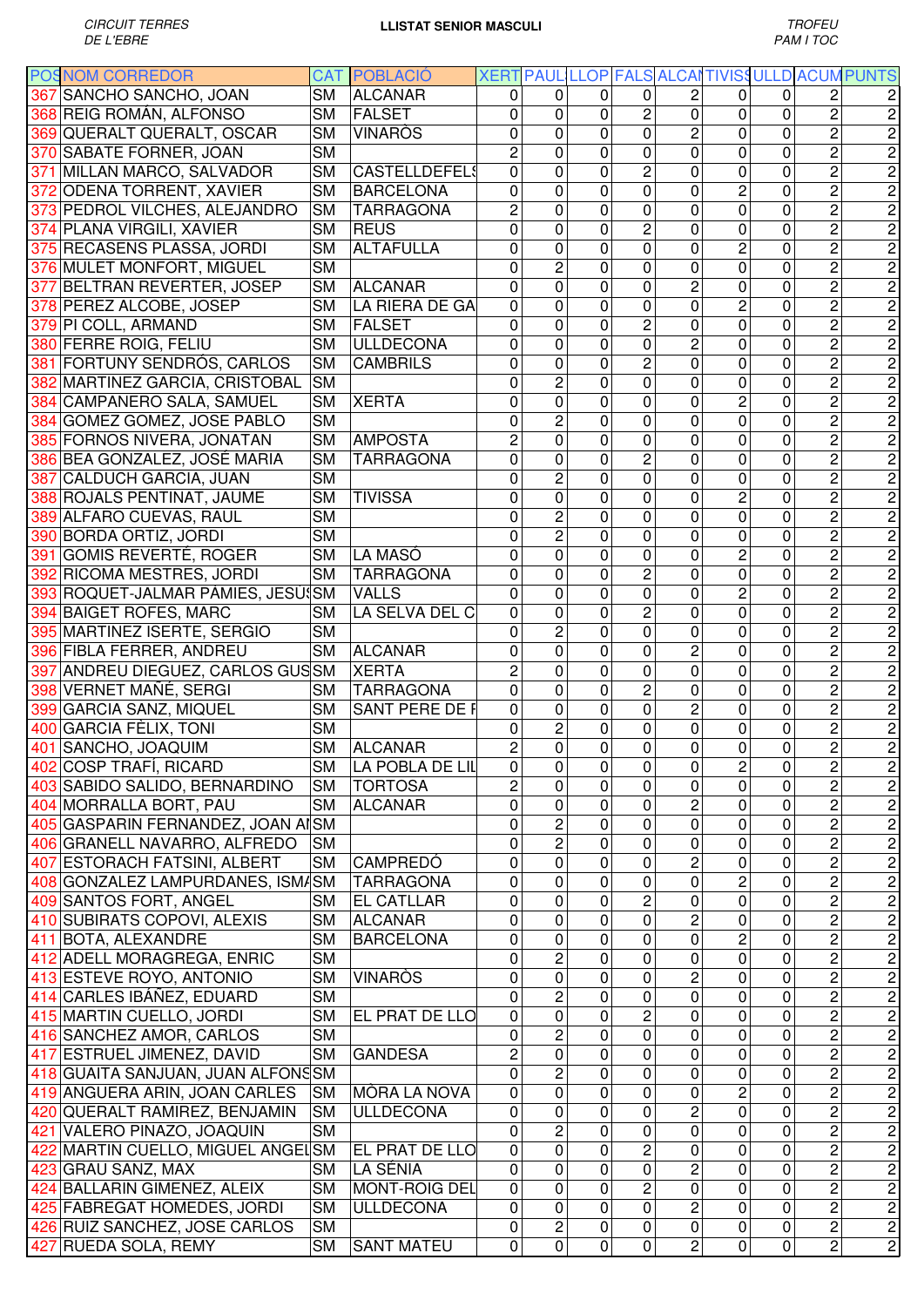*CIRCUIT TERRES DE L'EBRE*

**LLISTAT SENIOR MASCULI**

*TROFEU PAM I TOC*

| POS | NOM CORREDOR | CAT | POBLACIÓ | XERT | PAUL | LLOP | FALS | ALCAN | TIVISS | ULLD | ACUM | PUNTS |
|---|---|---|---|---|---|---|---|---|---|---|---|---|
| 367 | SANCHO SANCHO, JOAN | SM | ALCANAR | 0 | 0 | 0 | 0 | 2 | 0 | 0 | 2 | 2 |
| 368 | REIG ROMÁN, ALFONSO | SM | FALSET | 0 | 0 | 0 | 2 | 0 | 0 | 0 | 2 | 2 |
| 369 | QUERALT QUERALT, OSCAR | SM | VINARÒS | 0 | 0 | 0 | 0 | 2 | 0 | 0 | 2 | 2 |
| 370 | SABATE FORNER, JOAN | SM | | 2 | 0 | 0 | 0 | 0 | 0 | 0 | 2 | 2 |
| 371 | MILLAN MARCO, SALVADOR | SM | CASTELLDEFELS | 0 | 0 | 0 | 2 | 0 | 0 | 0 | 2 | 2 |
| 372 | ODENA TORRENT, XAVIER | SM | BARCELONA | 0 | 0 | 0 | 0 | 0 | 2 | 0 | 2 | 2 |
| 373 | PEDROL VILCHES, ALEJANDRO | SM | TARRAGONA | 2 | 0 | 0 | 0 | 0 | 0 | 0 | 2 | 2 |
| 374 | PLANA VIRGILI, XAVIER | SM | REUS | 0 | 0 | 0 | 2 | 0 | 0 | 0 | 2 | 2 |
| 375 | RECASENS PLASSA, JORDI | SM | ALTAFULLA | 0 | 0 | 0 | 0 | 0 | 2 | 0 | 2 | 2 |
| 376 | MULET MONFORT, MIGUEL | SM | | 0 | 2 | 0 | 0 | 0 | 0 | 0 | 2 | 2 |
| 377 | BELTRAN REVERTER, JOSEP | SM | ALCANAR | 0 | 0 | 0 | 0 | 2 | 0 | 0 | 2 | 2 |
| 378 | PEREZ ALCOBE, JOSEP | SM | LA RIERA DE GA | 0 | 0 | 0 | 0 | 0 | 2 | 0 | 2 | 2 |
| 379 | PI COLL, ARMAND | SM | FALSET | 0 | 0 | 0 | 2 | 0 | 0 | 0 | 2 | 2 |
| 380 | FERRE ROIG, FELIU | SM | ULLDECONA | 0 | 0 | 0 | 0 | 2 | 0 | 0 | 2 | 2 |
| 381 | FORTUNY SENDRÓS, CARLOS | SM | CAMBRILS | 0 | 0 | 0 | 2 | 0 | 0 | 0 | 2 | 2 |
| 382 | MARTINEZ GARCIA, CRISTOBAL | SM | | 0 | 2 | 0 | 0 | 0 | 0 | 0 | 2 | 2 |
| 384 | CAMPANERO SALA, SAMUEL | SM | XERTA | 0 | 0 | 0 | 0 | 0 | 2 | 0 | 2 | 2 |
| 384 | GOMEZ GOMEZ, JOSE PABLO | SM | | 0 | 2 | 0 | 0 | 0 | 0 | 0 | 2 | 2 |
| 385 | FORNOS NIVERA, JONATAN | SM | AMPOSTA | 2 | 0 | 0 | 0 | 0 | 0 | 0 | 2 | 2 |
| 386 | BEA GONZALEZ, JOSÉ MARIA | SM | TARRAGONA | 0 | 0 | 0 | 2 | 0 | 0 | 0 | 2 | 2 |
| 387 | CALDUCH GARCIA, JUAN | SM | | 0 | 2 | 0 | 0 | 0 | 0 | 0 | 2 | 2 |
| 388 | ROJALS PENTINAT, JAUME | SM | TIVISSA | 0 | 0 | 0 | 0 | 0 | 2 | 0 | 2 | 2 |
| 389 | ALFARO CUEVAS, RAUL | SM | | 0 | 2 | 0 | 0 | 0 | 0 | 0 | 2 | 2 |
| 390 | BORDA ORTIZ, JORDI | SM | | 0 | 2 | 0 | 0 | 0 | 0 | 0 | 2 | 2 |
| 391 | GOMIS REVERTÉ, ROGER | SM | LA MASÓ | 0 | 0 | 0 | 0 | 0 | 2 | 0 | 2 | 2 |
| 392 | RICOMA MESTRES, JORDI | SM | TARRAGONA | 0 | 0 | 0 | 2 | 0 | 0 | 0 | 2 | 2 |
| 393 | ROQUET-JALMAR PÀMIES, JESÚS | SM | VALLS | 0 | 0 | 0 | 0 | 0 | 2 | 0 | 2 | 2 |
| 394 | BAIGET ROFES, MARC | SM | LA SELVA DEL C | 0 | 0 | 0 | 2 | 0 | 0 | 0 | 2 | 2 |
| 395 | MARTINEZ ISERTE, SERGIO | SM | | 0 | 2 | 0 | 0 | 0 | 0 | 0 | 2 | 2 |
| 396 | FIBLA FERRER, ANDREU | SM | ALCANAR | 0 | 0 | 0 | 0 | 2 | 0 | 0 | 2 | 2 |
| 397 | ANDREU DIEGUEZ, CARLOS GUS | SM | XERTA | 2 | 0 | 0 | 0 | 0 | 0 | 0 | 2 | 2 |
| 398 | VERNET MAÑÉ, SERGI | SM | TARRAGONA | 0 | 0 | 0 | 2 | 0 | 0 | 0 | 2 | 2 |
| 399 | GARCIA SANZ, MIQUEL | SM | SANT PERE DE R | 0 | 0 | 0 | 0 | 2 | 0 | 0 | 2 | 2 |
| 400 | GARCIA FÈLIX, TONI | SM | | 0 | 2 | 0 | 0 | 0 | 0 | 0 | 2 | 2 |
| 401 | SANCHO, JOAQUIM | SM | ALCANAR | 2 | 0 | 0 | 0 | 0 | 0 | 0 | 2 | 2 |
| 402 | COSP TRAFÍ, RICARD | SM | LA POBLA DE LIL | 0 | 0 | 0 | 0 | 0 | 2 | 0 | 2 | 2 |
| 403 | SABIDO SALIDO, BERNARDINO | SM | TORTOSA | 2 | 0 | 0 | 0 | 0 | 0 | 0 | 2 | 2 |
| 404 | MORRALLA BORT, PAU | SM | ALCANAR | 0 | 0 | 0 | 0 | 2 | 0 | 0 | 2 | 2 |
| 405 | GASPARIN FERNANDEZ, JOAN AN | SM | | 0 | 2 | 0 | 0 | 0 | 0 | 0 | 2 | 2 |
| 406 | GRANELL NAVARRO, ALFREDO | SM | | 0 | 2 | 0 | 0 | 0 | 0 | 0 | 2 | 2 |
| 407 | ESTORACH FATSINI, ALBERT | SM | CAMPREDÓ | 0 | 0 | 0 | 0 | 2 | 0 | 0 | 2 | 2 |
| 408 | GONZALEZ LAMPURDANES, ISMA | SM | TARRAGONA | 0 | 0 | 0 | 0 | 0 | 2 | 0 | 2 | 2 |
| 409 | SANTOS FORT, ANGEL | SM | EL CATLLAR | 0 | 0 | 0 | 2 | 0 | 0 | 0 | 2 | 2 |
| 410 | SUBIRATS COPOVI, ALEXIS | SM | ALCANAR | 0 | 0 | 0 | 0 | 2 | 0 | 0 | 2 | 2 |
| 411 | BOTA, ALEXANDRE | SM | BARCELONA | 0 | 0 | 0 | 0 | 0 | 2 | 0 | 2 | 2 |
| 412 | ADELL MORAGREGA, ENRIC | SM | | 0 | 2 | 0 | 0 | 0 | 0 | 0 | 2 | 2 |
| 413 | ESTEVE ROYO, ANTONIO | SM | VINARÒS | 0 | 0 | 0 | 0 | 2 | 0 | 0 | 2 | 2 |
| 414 | CARLES IBÁÑEZ, EDUARD | SM | | 0 | 2 | 0 | 0 | 0 | 0 | 0 | 2 | 2 |
| 415 | MARTIN CUELLO, JORDI | SM | EL PRAT DE LLO | 0 | 0 | 0 | 2 | 0 | 0 | 0 | 2 | 2 |
| 416 | SANCHEZ AMOR, CARLOS | SM | | 0 | 2 | 0 | 0 | 0 | 0 | 0 | 2 | 2 |
| 417 | ESTRUEL JIMENEZ, DAVID | SM | GANDESA | 2 | 0 | 0 | 0 | 0 | 0 | 0 | 2 | 2 |
| 418 | GUAITA SANJUAN, JUAN ALFONS | SM | | 0 | 2 | 0 | 0 | 0 | 0 | 0 | 2 | 2 |
| 419 | ANGUERA ARIN, JOAN CARLES | SM | MÒRA LA NOVA | 0 | 0 | 0 | 0 | 0 | 2 | 0 | 2 | 2 |
| 420 | QUERALT RAMIREZ, BENJAMIN | SM | ULLDECONA | 0 | 0 | 0 | 0 | 2 | 0 | 0 | 2 | 2 |
| 421 | VALERO PINAZO, JOAQUIN | SM | | 0 | 2 | 0 | 0 | 0 | 0 | 0 | 2 | 2 |
| 422 | MARTIN CUELLO, MIGUEL ANGEL | SM | EL PRAT DE LLO | 0 | 0 | 0 | 2 | 0 | 0 | 0 | 2 | 2 |
| 423 | GRAU SANZ, MAX | SM | LA SÉNIA | 0 | 0 | 0 | 0 | 2 | 0 | 0 | 2 | 2 |
| 424 | BALLARIN GIMENEZ, ALEIX | SM | MONT-ROIG DEL | 0 | 0 | 0 | 2 | 0 | 0 | 0 | 2 | 2 |
| 425 | FABREGAT HOMEDES, JORDI | SM | ULLDECONA | 0 | 0 | 0 | 0 | 2 | 0 | 0 | 2 | 2 |
| 426 | RUIZ SANCHEZ, JOSE CARLOS | SM | | 0 | 2 | 0 | 0 | 0 | 0 | 0 | 2 | 2 |
| 427 | RUEDA SOLA, REMY | SM | SANT MATEU | 0 | 0 | 0 | 0 | 2 | 0 | 0 | 2 | 2 |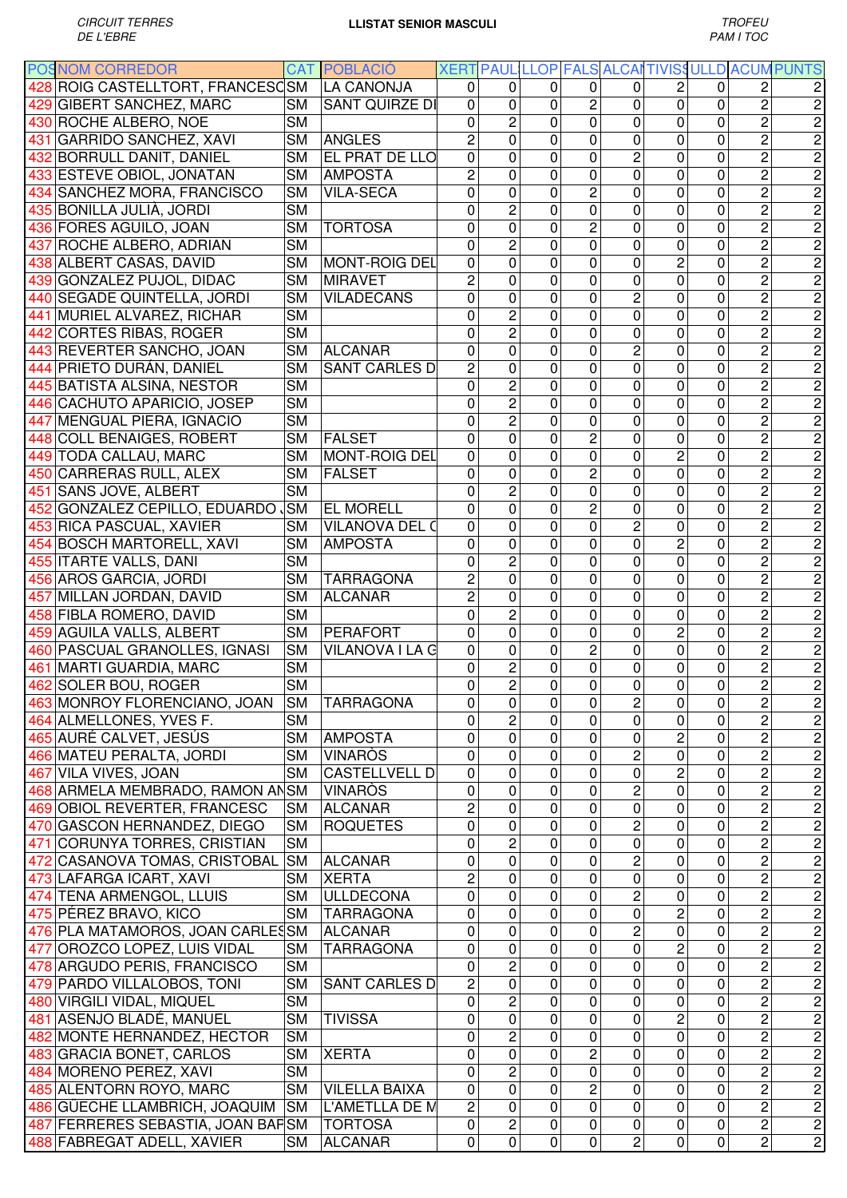CIRCUIT TERRES DE L'EBRE

**LLISTAT SENIOR MASCULI**

TROFEU PAM I TOC

| POS | NOM CORREDOR | CAT | POBLACIÓ | XERT | PAUL | LLOP | FALS | ALCAN | TIVISS | ULLD | ACUM | PUNTS |
|---|---|---|---|---|---|---|---|---|---|---|---|---|
| 428 | ROIG CASTELLTORT, FRANCESC | SM | LA CANONJA | 0 | 0 | 0 | 0 | 0 | 2 | 0 | 2 | 2 |
| 429 | GIBERT SANCHEZ, MARC | SM | SANT QUIRZE DI | 0 | 0 | 0 | 2 | 0 | 0 | 0 | 2 | 2 |
| 430 | ROCHE ALBERO, NOE | SM | | 0 | 2 | 0 | 0 | 0 | 0 | 0 | 2 | 2 |
| 431 | GARRIDO SANCHEZ, XAVI | SM | ANGLES | 2 | 0 | 0 | 0 | 0 | 0 | 0 | 2 | 2 |
| 432 | BORRULL DANIT, DANIEL | SM | EL PRAT DE LLO | 0 | 0 | 0 | 0 | 2 | 0 | 0 | 2 | 2 |
| 433 | ESTEVE OBIOL, JONATAN | SM | AMPOSTA | 2 | 0 | 0 | 0 | 0 | 0 | 0 | 2 | 2 |
| 434 | SANCHEZ MORA, FRANCISCO | SM | VILA-SECA | 0 | 0 | 0 | 2 | 0 | 0 | 0 | 2 | 2 |
| 435 | BONILLA JULIÀ, JORDI | SM | | 0 | 2 | 0 | 0 | 0 | 0 | 0 | 2 | 2 |
| 436 | FORES AGUILO, JOAN | SM | TORTOSA | 0 | 0 | 0 | 2 | 0 | 0 | 0 | 2 | 2 |
| 437 | ROCHE ALBERO, ADRIAN | SM | | 0 | 2 | 0 | 0 | 0 | 0 | 0 | 2 | 2 |
| 438 | ALBERT CASAS, DAVID | SM | MONT-ROIG DEL | 0 | 0 | 0 | 0 | 0 | 2 | 0 | 2 | 2 |
| 439 | GONZALEZ PUJOL, DIDAC | SM | MIRAVET | 2 | 0 | 0 | 0 | 0 | 0 | 0 | 2 | 2 |
| 440 | SEGADE QUINTELLA, JORDI | SM | VILADECANS | 0 | 0 | 0 | 0 | 2 | 0 | 0 | 2 | 2 |
| 441 | MURIEL ALVAREZ, RICHAR | SM | | 0 | 2 | 0 | 0 | 0 | 0 | 0 | 2 | 2 |
| 442 | CORTES RIBAS, ROGER | SM | | 0 | 2 | 0 | 0 | 0 | 0 | 0 | 2 | 2 |
| 443 | REVERTER SANCHO, JOAN | SM | ALCANAR | 0 | 0 | 0 | 0 | 2 | 0 | 0 | 2 | 2 |
| 444 | PRIETO DURÁN, DANIEL | SM | SANT CARLES D | 2 | 0 | 0 | 0 | 0 | 0 | 0 | 2 | 2 |
| 445 | BATISTA ALSINA, NESTOR | SM | | 0 | 2 | 0 | 0 | 0 | 0 | 0 | 2 | 2 |
| 446 | CACHUTO APARICIO, JOSEP | SM | | 0 | 2 | 0 | 0 | 0 | 0 | 0 | 2 | 2 |
| 447 | MENGUAL PIERA, IGNACIO | SM | | 0 | 2 | 0 | 0 | 0 | 0 | 0 | 2 | 2 |
| 448 | COLL BENAIGES, ROBERT | SM | FALSET | 0 | 0 | 0 | 2 | 0 | 0 | 0 | 2 | 2 |
| 449 | TODA CALLAU, MARC | SM | MONT-ROIG DEL | 0 | 0 | 0 | 0 | 0 | 2 | 0 | 2 | 2 |
| 450 | CARRERAS RULL, ALEX | SM | FALSET | 0 | 0 | 0 | 2 | 0 | 0 | 0 | 2 | 2 |
| 451 | SANS JOVE, ALBERT | SM | | 0 | 2 | 0 | 0 | 0 | 0 | 0 | 2 | 2 |
| 452 | GONZALEZ CEPILLO, EDUARDO J | SM | EL MORELL | 0 | 0 | 0 | 2 | 0 | 0 | 0 | 2 | 2 |
| 453 | RICA PASCUAL, XAVIER | SM | VILANOVA DEL C | 0 | 0 | 0 | 0 | 2 | 0 | 0 | 2 | 2 |
| 454 | BOSCH MARTORELL, XAVI | SM | AMPOSTA | 0 | 0 | 0 | 0 | 0 | 2 | 0 | 2 | 2 |
| 455 | ITARTE VALLS, DANI | SM | | 0 | 2 | 0 | 0 | 0 | 0 | 0 | 2 | 2 |
| 456 | AROS GARCIA, JORDI | SM | TARRAGONA | 2 | 0 | 0 | 0 | 0 | 0 | 0 | 2 | 2 |
| 457 | MILLAN JORDAN, DAVID | SM | ALCANAR | 2 | 0 | 0 | 0 | 0 | 0 | 0 | 2 | 2 |
| 458 | FIBLA ROMERO, DAVID | SM | | 0 | 2 | 0 | 0 | 0 | 0 | 0 | 2 | 2 |
| 459 | AGUILA VALLS, ALBERT | SM | PERAFORT | 0 | 0 | 0 | 0 | 0 | 2 | 0 | 2 | 2 |
| 460 | PASCUAL GRANOLLES, IGNASI | SM | VILANOVA I LA G | 0 | 0 | 0 | 2 | 0 | 0 | 0 | 2 | 2 |
| 461 | MARTI GUARDIA, MARC | SM | | 0 | 2 | 0 | 0 | 0 | 0 | 0 | 2 | 2 |
| 462 | SOLER BOU, ROGER | SM | | 0 | 2 | 0 | 0 | 0 | 0 | 0 | 2 | 2 |
| 463 | MONROY FLORENCIANO, JOAN | SM | TARRAGONA | 0 | 0 | 0 | 0 | 2 | 0 | 0 | 2 | 2 |
| 464 | ALMELLONES, YVES F. | SM | | 0 | 2 | 0 | 0 | 0 | 0 | 0 | 2 | 2 |
| 465 | AURÉ CALVET, JESÚS | SM | AMPOSTA | 0 | 0 | 0 | 0 | 0 | 2 | 0 | 2 | 2 |
| 466 | MATEU PERALTA, JORDI | SM | VINARÒS | 0 | 0 | 0 | 0 | 2 | 0 | 0 | 2 | 2 |
| 467 | VILA VIVES, JOAN | SM | CASTELLVELL D | 0 | 0 | 0 | 0 | 0 | 2 | 0 | 2 | 2 |
| 468 | ARMELA MEMBRADO, RAMON AN | SM | VINARÒS | 0 | 0 | 0 | 0 | 2 | 0 | 0 | 2 | 2 |
| 469 | OBIOL REVERTER, FRANCESC | SM | ALCANAR | 2 | 0 | 0 | 0 | 0 | 0 | 0 | 2 | 2 |
| 470 | GASCON HERNANDEZ, DIEGO | SM | ROQUETES | 0 | 0 | 0 | 0 | 2 | 0 | 0 | 2 | 2 |
| 471 | CORUNYA TORRES, CRISTIAN | SM | | 0 | 2 | 0 | 0 | 0 | 0 | 0 | 2 | 2 |
| 472 | CASANOVA TOMAS, CRISTOBAL | SM | ALCANAR | 0 | 0 | 0 | 0 | 2 | 0 | 0 | 2 | 2 |
| 473 | LAFARGA ICART, XAVI | SM | XERTA | 2 | 0 | 0 | 0 | 0 | 0 | 0 | 2 | 2 |
| 474 | TENA ARMENGOL, LLUIS | SM | ULLDECONA | 0 | 0 | 0 | 0 | 2 | 0 | 0 | 2 | 2 |
| 475 | PÉREZ BRAVO, KICO | SM | TARRAGONA | 0 | 0 | 0 | 0 | 0 | 2 | 0 | 2 | 2 |
| 476 | PLA MATAMOROS, JOAN CARLES | SM | ALCANAR | 0 | 0 | 0 | 0 | 2 | 0 | 0 | 2 | 2 |
| 477 | OROZCO LOPEZ, LUIS VIDAL | SM | TARRAGONA | 0 | 0 | 0 | 0 | 0 | 2 | 0 | 2 | 2 |
| 478 | ARGUDO PERIS, FRANCISCO | SM | | 0 | 2 | 0 | 0 | 0 | 0 | 0 | 2 | 2 |
| 479 | PARDO VILLALOBOS, TONI | SM | SANT CARLES D | 2 | 0 | 0 | 0 | 0 | 0 | 0 | 2 | 2 |
| 480 | VIRGILI VIDAL, MIQUEL | SM | | 0 | 2 | 0 | 0 | 0 | 0 | 0 | 2 | 2 |
| 481 | ASENJO BLADÉ, MANUEL | SM | TIVISSA | 0 | 0 | 0 | 0 | 0 | 2 | 0 | 2 | 2 |
| 482 | MONTE HERNANDEZ, HECTOR | SM | | 0 | 2 | 0 | 0 | 0 | 0 | 0 | 2 | 2 |
| 483 | GRACIA BONET, CARLOS | SM | XERTA | 0 | 0 | 0 | 2 | 0 | 0 | 0 | 2 | 2 |
| 484 | MORENO PEREZ, XAVI | SM | | 0 | 2 | 0 | 0 | 0 | 0 | 0 | 2 | 2 |
| 485 | ALENTORN ROYO, MARC | SM | VILELLA BAIXA | 0 | 0 | 0 | 2 | 0 | 0 | 0 | 2 | 2 |
| 486 | GÜECHE LLAMBRICH, JOAQUIM | SM | L'AMETLLA DE M | 2 | 0 | 0 | 0 | 0 | 0 | 0 | 2 | 2 |
| 487 | FERRERES SEBASTIA, JOAN BAP | SM | TORTOSA | 0 | 2 | 0 | 0 | 0 | 0 | 0 | 2 | 2 |
| 488 | FABREGAT ADELL, XAVIER | SM | ALCANAR | 0 | 0 | 0 | 0 | 2 | 0 | 0 | 2 | 2 |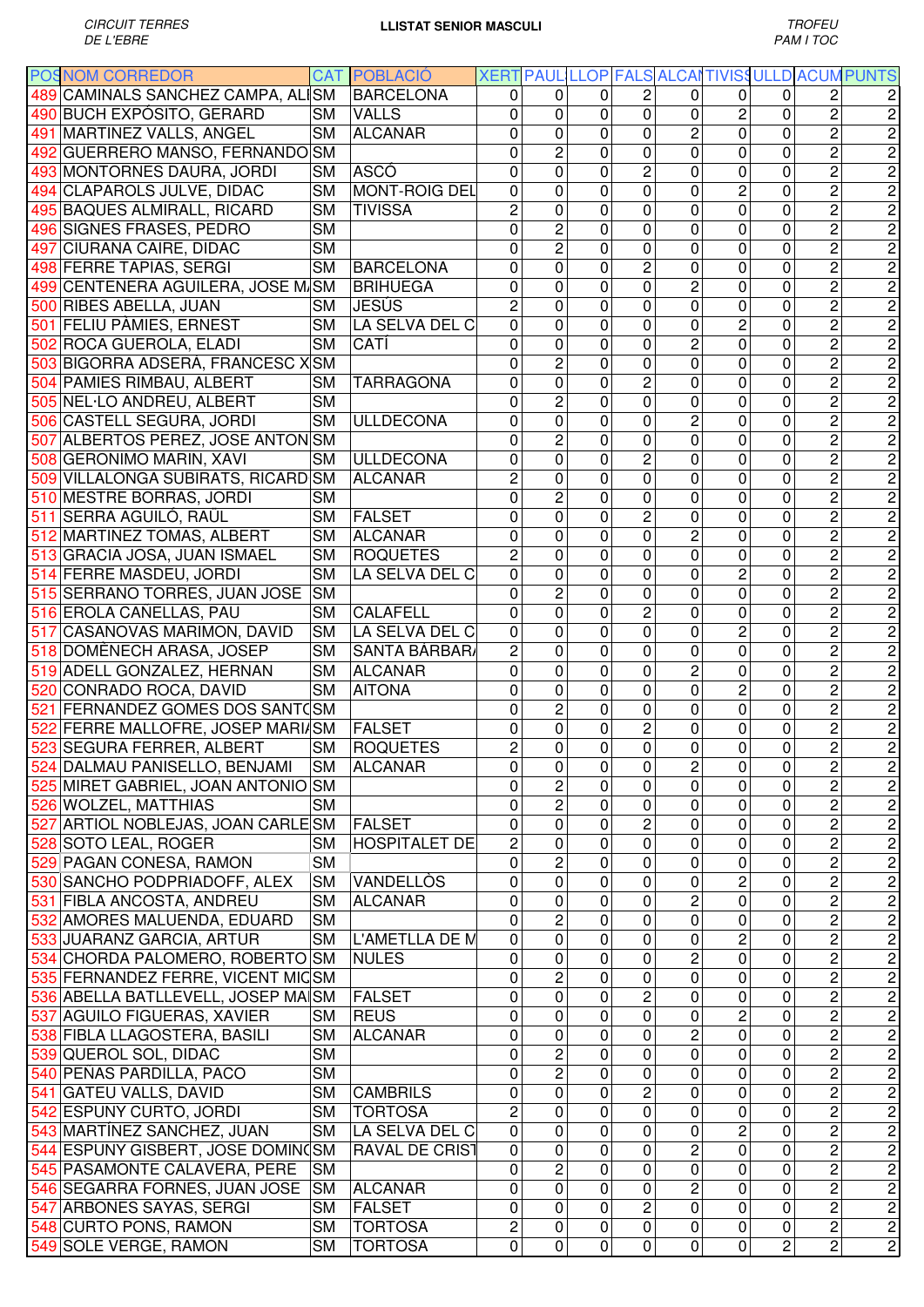CIRCUIT TERRES DE L'EBRE

**LLISTAT SENIOR MASCULI**

TROFEU PAM I TOC

| POS | NOM CORREDOR | CAT | POBLACIÓ | XERT | PAUL | LLOP | FALS | ALCAN | TIVISS | ULLD | ACUM | PUNTS |
|---|---|---|---|---|---|---|---|---|---|---|---|---|
| 489 | CAMINALS SANCHEZ CAMPA, ALI | SM | BARCELONA | 0 | 0 | 0 | 2 | 0 | 0 | 0 | 2 | 2 |
| 490 | BUCH EXPÓSITO, GERARD | SM | VALLS | 0 | 0 | 0 | 0 | 0 | 2 | 0 | 2 | 2 |
| 491 | MARTINEZ VALLS, ANGEL | SM | ALCANAR | 0 | 0 | 0 | 0 | 2 | 0 | 0 | 2 | 2 |
| 492 | GUERRERO MANSO, FERNANDO | SM | | 0 | 2 | 0 | 0 | 0 | 0 | 0 | 2 | 2 |
| 493 | MONTORNES DAURA, JORDI | SM | ASCÓ | 0 | 0 | 0 | 2 | 0 | 0 | 0 | 2 | 2 |
| 494 | CLAPAROLS JULVE, DIDAC | SM | MONT-ROIG DEL | 0 | 0 | 0 | 0 | 0 | 2 | 0 | 2 | 2 |
| 495 | BAQUES ALMIRALL, RICARD | SM | TIVISSA | 2 | 0 | 0 | 0 | 0 | 0 | 0 | 2 | 2 |
| 496 | SIGNES FRASES, PEDRO | SM | | 0 | 2 | 0 | 0 | 0 | 0 | 0 | 2 | 2 |
| 497 | CIURANA CAIRE, DIDAC | SM | | 0 | 2 | 0 | 0 | 0 | 0 | 0 | 2 | 2 |
| 498 | FERRE TAPIAS, SERGI | SM | BARCELONA | 0 | 0 | 0 | 2 | 0 | 0 | 0 | 2 | 2 |
| 499 | CENTENERA AGUILERA, JOSE M. | SM | BRIHUEGA | 0 | 0 | 0 | 0 | 2 | 0 | 0 | 2 | 2 |
| 500 | RIBES ABELLA, JUAN | SM | JESÚS | 2 | 0 | 0 | 0 | 0 | 0 | 0 | 2 | 2 |
| 501 | FELIU PÀMIES, ERNEST | SM | LA SELVA DEL C | 0 | 0 | 0 | 0 | 0 | 2 | 0 | 2 | 2 |
| 502 | ROCA GUEROLA, ELADI | SM | CATÍ | 0 | 0 | 0 | 0 | 2 | 0 | 0 | 2 | 2 |
| 503 | BIGORRA ADSERÀ, FRANCESC X | SM | | 0 | 2 | 0 | 0 | 0 | 0 | 0 | 2 | 2 |
| 504 | PAMIES RIMBAU, ALBERT | SM | TARRAGONA | 0 | 0 | 0 | 2 | 0 | 0 | 0 | 2 | 2 |
| 505 | NEL·LO ANDREU, ALBERT | SM | | 0 | 2 | 0 | 0 | 0 | 0 | 0 | 2 | 2 |
| 506 | CASTELL SEGURA, JORDI | SM | ULLDECONA | 0 | 0 | 0 | 0 | 2 | 0 | 0 | 2 | 2 |
| 507 | ALBERTOS PEREZ, JOSE ANTON | SM | | 0 | 2 | 0 | 0 | 0 | 0 | 0 | 2 | 2 |
| 508 | GERONIMO MARIN, XAVI | SM | ULLDECONA | 0 | 0 | 0 | 2 | 0 | 0 | 0 | 2 | 2 |
| 509 | VILLALONGA SUBIRATS, RICARD | SM | ALCANAR | 2 | 0 | 0 | 0 | 0 | 0 | 0 | 2 | 2 |
| 510 | MESTRE BORRAS, JORDI | SM | | 0 | 2 | 0 | 0 | 0 | 0 | 0 | 2 | 2 |
| 511 | SERRA AGUILÓ, RAÜL | SM | FALSET | 0 | 0 | 0 | 2 | 0 | 0 | 0 | 2 | 2 |
| 512 | MARTINEZ TOMAS, ALBERT | SM | ALCANAR | 0 | 0 | 0 | 0 | 2 | 0 | 0 | 2 | 2 |
| 513 | GRACIA JOSA, JUAN ISMAEL | SM | ROQUETES | 2 | 0 | 0 | 0 | 0 | 0 | 0 | 2 | 2 |
| 514 | FERRE MASDEU, JORDI | SM | LA SELVA DEL C | 0 | 0 | 0 | 0 | 0 | 2 | 0 | 2 | 2 |
| 515 | SERRANO TORRES, JUAN JOSE | SM | | 0 | 2 | 0 | 0 | 0 | 0 | 0 | 2 | 2 |
| 516 | EROLA CANELLAS, PAU | SM | CALAFELL | 0 | 0 | 0 | 2 | 0 | 0 | 0 | 2 | 2 |
| 517 | CASANOVAS MARIMON, DAVID | SM | LA SELVA DEL C | 0 | 0 | 0 | 0 | 0 | 2 | 0 | 2 | 2 |
| 518 | DOMÈNECH ARASA, JOSEP | SM | SANTA BÀRBAR. | 2 | 0 | 0 | 0 | 0 | 0 | 0 | 2 | 2 |
| 519 | ADELL GONZALEZ, HERNAN | SM | ALCANAR | 0 | 0 | 0 | 0 | 2 | 0 | 0 | 2 | 2 |
| 520 | CONRADO ROCA, DAVID | SM | AITONA | 0 | 0 | 0 | 0 | 0 | 2 | 0 | 2 | 2 |
| 521 | FERNANDEZ GOMES DOS SANT( | SM | | 0 | 2 | 0 | 0 | 0 | 0 | 0 | 2 | 2 |
| 522 | FERRE MALLOFRE, JOSEP MARI. | SM | FALSET | 0 | 0 | 0 | 2 | 0 | 0 | 0 | 2 | 2 |
| 523 | SEGURA FERRER, ALBERT | SM | ROQUETES | 2 | 0 | 0 | 0 | 0 | 0 | 0 | 2 | 2 |
| 524 | DALMAU PANISELLO, BENJAMI | SM | ALCANAR | 0 | 0 | 0 | 0 | 2 | 0 | 0 | 2 | 2 |
| 525 | MIRET GABRIEL, JOAN ANTONIO | SM | | 0 | 2 | 0 | 0 | 0 | 0 | 0 | 2 | 2 |
| 526 | WOLZEL, MATTHIAS | SM | | 0 | 2 | 0 | 0 | 0 | 0 | 0 | 2 | 2 |
| 527 | ARTIOL NOBLEJAS, JOAN CARLE | SM | FALSET | 0 | 0 | 0 | 2 | 0 | 0 | 0 | 2 | 2 |
| 528 | SOTO LEAL, ROGER | SM | HOSPITALET DE | 2 | 0 | 0 | 0 | 0 | 0 | 0 | 2 | 2 |
| 529 | PAGAN CONESA, RAMON | SM | | 0 | 2 | 0 | 0 | 0 | 0 | 0 | 2 | 2 |
| 530 | SANCHO PODPRIADOFF, ALEX | SM | VANDELLÒS | 0 | 0 | 0 | 0 | 0 | 2 | 0 | 2 | 2 |
| 531 | FIBLA ANCOSTA, ANDREU | SM | ALCANAR | 0 | 0 | 0 | 0 | 2 | 0 | 0 | 2 | 2 |
| 532 | AMORES MALUENDA, EDUARD | SM | | 0 | 2 | 0 | 0 | 0 | 0 | 0 | 2 | 2 |
| 533 | JUARANZ GARCIA, ARTUR | SM | L'AMETLLA DE M | 0 | 0 | 0 | 0 | 0 | 2 | 0 | 2 | 2 |
| 534 | CHORDA PALOMERO, ROBERTO | SM | NULES | 0 | 0 | 0 | 0 | 2 | 0 | 0 | 2 | 2 |
| 535 | FERNANDEZ FERRE, VICENT MIG | SM | | 0 | 2 | 0 | 0 | 0 | 0 | 0 | 2 | 2 |
| 536 | ABELLA BATLLEVELL, JOSEP MA | SM | FALSET | 0 | 0 | 0 | 2 | 0 | 0 | 0 | 2 | 2 |
| 537 | AGUILO FIGUERAS, XAVIER | SM | REUS | 0 | 0 | 0 | 0 | 0 | 2 | 0 | 2 | 2 |
| 538 | FIBLA LLAGOSTERA, BASILI | SM | ALCANAR | 0 | 0 | 0 | 0 | 2 | 0 | 0 | 2 | 2 |
| 539 | QUEROL SOL, DIDAC | SM | | 0 | 2 | 0 | 0 | 0 | 0 | 0 | 2 | 2 |
| 540 | PEÑAS PARDILLA, PACO | SM | | 0 | 2 | 0 | 0 | 0 | 0 | 0 | 2 | 2 |
| 541 | GATEU VALLS, DAVID | SM | CAMBRILS | 0 | 0 | 0 | 2 | 0 | 0 | 0 | 2 | 2 |
| 542 | ESPUNY CURTO, JORDI | SM | TORTOSA | 2 | 0 | 0 | 0 | 0 | 0 | 0 | 2 | 2 |
| 543 | MARTÍNEZ SÁNCHEZ, JUAN | SM | LA SELVA DEL C | 0 | 0 | 0 | 0 | 0 | 2 | 0 | 2 | 2 |
| 544 | ESPUNY GISBERT, JOSE DOMIN( | SM | RAVAL DE CRIST | 0 | 0 | 0 | 0 | 2 | 0 | 0 | 2 | 2 |
| 545 | PASAMONTE CALAVERA, PERE | SM | | 0 | 2 | 0 | 0 | 0 | 0 | 0 | 2 | 2 |
| 546 | SEGARRA FORNES, JUAN JOSE | SM | ALCANAR | 0 | 0 | 0 | 0 | 2 | 0 | 0 | 2 | 2 |
| 547 | ARBONES SAYAS, SERGI | SM | FALSET | 0 | 0 | 0 | 2 | 0 | 0 | 0 | 2 | 2 |
| 548 | CURTO PONS, RAMON | SM | TORTOSA | 2 | 0 | 0 | 0 | 0 | 0 | 0 | 2 | 2 |
| 549 | SOLE VERGE, RAMON | SM | TORTOSA | 0 | 0 | 0 | 0 | 0 | 0 | 2 | 2 | 2 |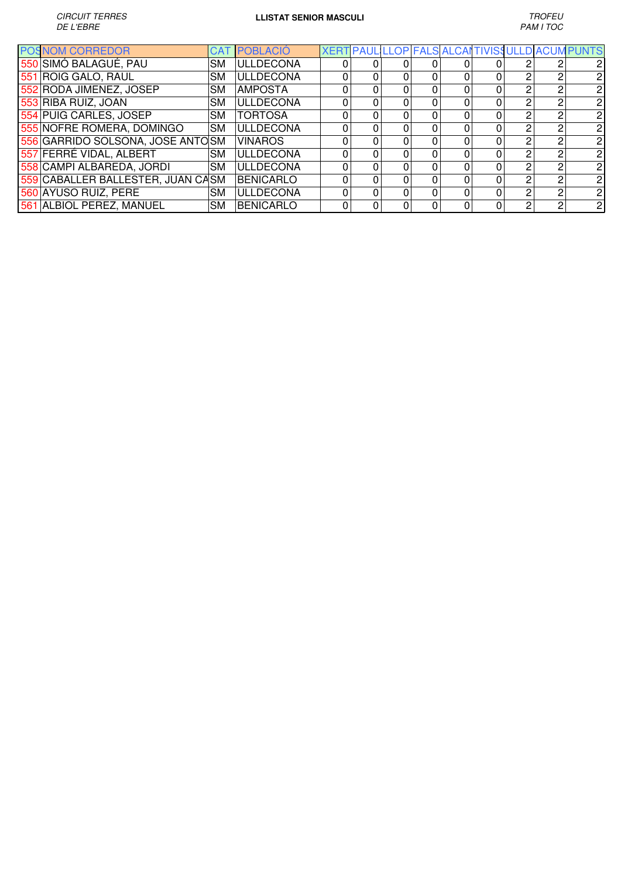*CIRCUIT TERRES DE L'EBRE*

**LLISTAT SENIOR MASCULI**

*TROFEU PAM I TOC*

| POS | NOM CORREDOR | CAT | POBLACIÓ | XERT | PAUL | LLOP | FALS | ALCAI | TIVISS | ULLD | ACUM | PUNTS |
|---|---|---|---|---|---|---|---|---|---|---|---|---|
| 550 | SIMÓ BALAGUÉ, PAU | SM | ULLDECONA | 0 | 0 | 0 | 0 | 0 | 0 | 2 | 2 | 2 |
| 551 | ROIG GALO, RAUL | SM | ULLDECONA | 0 | 0 | 0 | 0 | 0 | 0 | 2 | 2 | 2 |
| 552 | RODA JIMENEZ, JOSEP | SM | AMPOSTA | 0 | 0 | 0 | 0 | 0 | 0 | 2 | 2 | 2 |
| 553 | RIBA RUIZ, JOAN | SM | ULLDECONA | 0 | 0 | 0 | 0 | 0 | 0 | 2 | 2 | 2 |
| 554 | PUIG CARLES, JOSEP | SM | TORTOSA | 0 | 0 | 0 | 0 | 0 | 0 | 2 | 2 | 2 |
| 555 | NOFRE ROMERA, DOMINGO | SM | ULLDECONA | 0 | 0 | 0 | 0 | 0 | 0 | 2 | 2 | 2 |
| 556 | GARRIDO SOLSONA, JOSE ANTO | SM | VINAROS | 0 | 0 | 0 | 0 | 0 | 0 | 2 | 2 | 2 |
| 557 | FERRÉ VIDAL, ALBERT | SM | ULLDECONA | 0 | 0 | 0 | 0 | 0 | 0 | 2 | 2 | 2 |
| 558 | CAMPI ALBAREDA, JORDI | SM | ULLDECONA | 0 | 0 | 0 | 0 | 0 | 0 | 2 | 2 | 2 |
| 559 | CABALLER BALLESTER, JUAN CA | SM | BENICARLO | 0 | 0 | 0 | 0 | 0 | 0 | 2 | 2 | 2 |
| 560 | AYUSO RUIZ, PERE | SM | ULLDECONA | 0 | 0 | 0 | 0 | 0 | 0 | 2 | 2 | 2 |
| 561 | ALBIOL PEREZ, MANUEL | SM | BENICARLO | 0 | 0 | 0 | 0 | 0 | 0 | 2 | 2 | 2 |